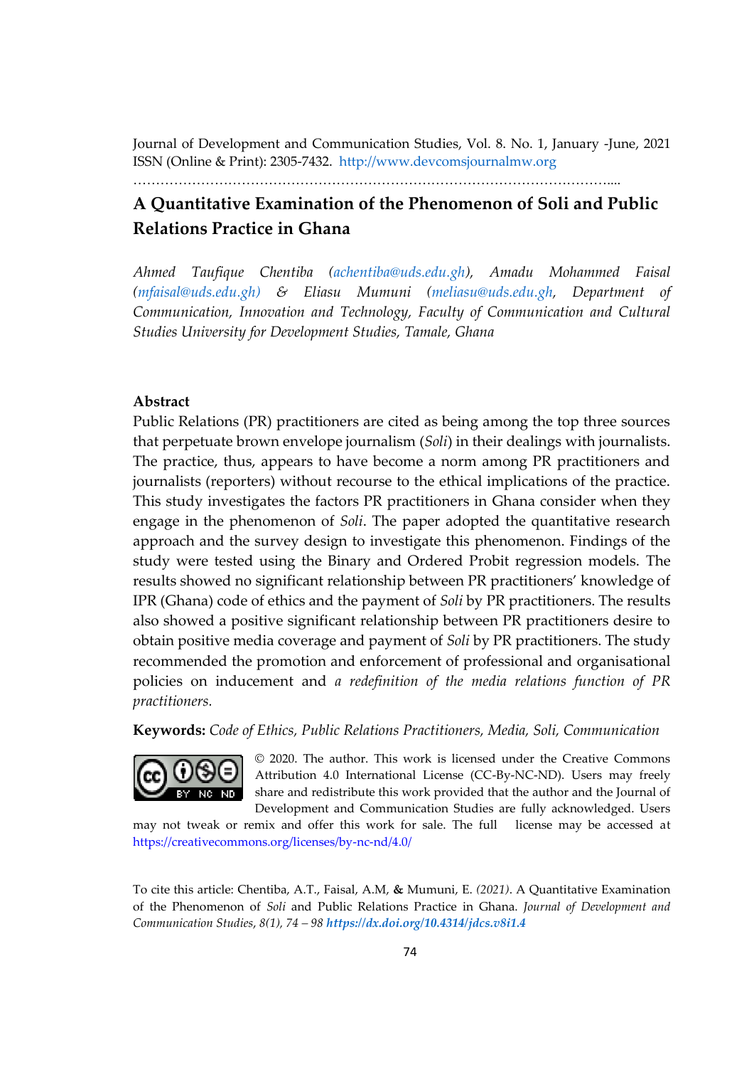Journal of Development and Communication Studies, Vol. 8. No. 1, January -June, 2021
ISSN (Online & Print): 2305-7432. http://www.devcomsjournalmw.org

# A Quantitative Examination of the Phenomenon of Soli and Public Relations Practice in Ghana

*Ahmed Taufique Chentiba (achentiba@uds.edu.gh), Amadu Mohammed Faisal (mfaisal@uds.edu.gh) & Eliasu Mumuni (meliasu@uds.edu.gh, Department of Communication, Innovation and Technology, Faculty of Communication and Cultural Studies University for Development Studies, Tamale, Ghana*

## Abstract

Public Relations (PR) practitioners are cited as being among the top three sources that perpetuate brown envelope journalism (*Soli*) in their dealings with journalists. The practice, thus, appears to have become a norm among PR practitioners and journalists (reporters) without recourse to the ethical implications of the practice. This study investigates the factors PR practitioners in Ghana consider when they engage in the phenomenon of *Soli*. The paper adopted the quantitative research approach and the survey design to investigate this phenomenon. Findings of the study were tested using the Binary and Ordered Probit regression models. The results showed no significant relationship between PR practitioners' knowledge of IPR (Ghana) code of ethics and the payment of *Soli* by PR practitioners. The results also showed a positive significant relationship between PR practitioners desire to obtain positive media coverage and payment of *Soli* by PR practitioners. The study recommended the promotion and enforcement of professional and organisational policies on inducement and *a redefinition of the media relations function of PR practitioners.*

**Keywords:** *Code of Ethics, Public Relations Practitioners, Media, Soli, Communication*

© 2020. The author. This work is licensed under the Creative Commons Attribution 4.0 International License (CC-By-NC-ND). Users may freely share and redistribute this work provided that the author and the Journal of Development and Communication Studies are fully acknowledged. Users may not tweak or remix and offer this work for sale. The full license may be accessed at https://creativecommons.org/licenses/by-nc-nd/4.0/

To cite this article: Chentiba, A.T., Faisal, A.M, & Mumuni, E. *(2021)*. A Quantitative Examination of the Phenomenon of *Soli* and Public Relations Practice in Ghana. *Journal of Development and Communication Studies, 8(1), 74 – 98* ***https://dx.doi.org/10.4314/jdcs.v8i1.4***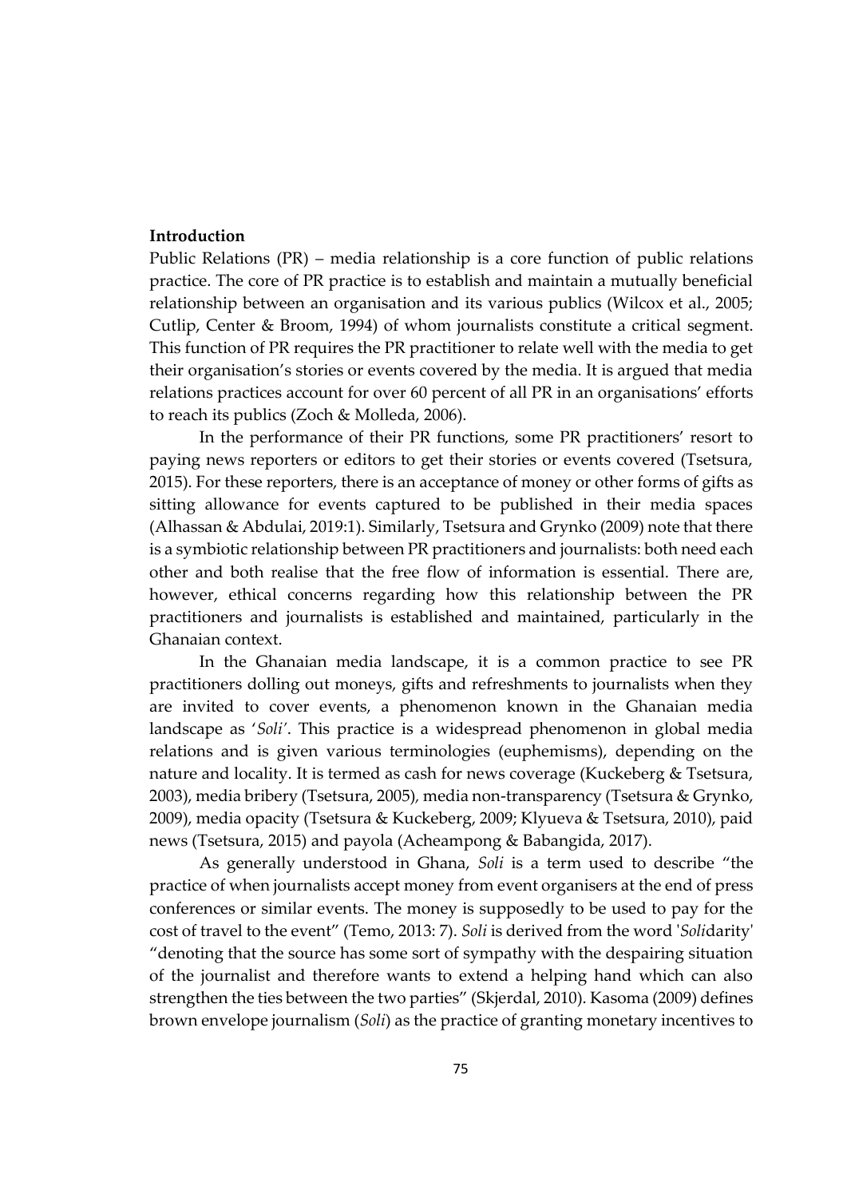## Introduction

Public Relations (PR) – media relationship is a core function of public relations practice. The core of PR practice is to establish and maintain a mutually beneficial relationship between an organisation and its various publics (Wilcox et al., 2005; Cutlip, Center & Broom, 1994) of whom journalists constitute a critical segment. This function of PR requires the PR practitioner to relate well with the media to get their organisation's stories or events covered by the media. It is argued that media relations practices account for over 60 percent of all PR in an organisations' efforts to reach its publics (Zoch & Molleda, 2006).

In the performance of their PR functions, some PR practitioners' resort to paying news reporters or editors to get their stories or events covered (Tsetsura, 2015). For these reporters, there is an acceptance of money or other forms of gifts as sitting allowance for events captured to be published in their media spaces (Alhassan & Abdulai, 2019:1). Similarly, Tsetsura and Grynko (2009) note that there is a symbiotic relationship between PR practitioners and journalists: both need each other and both realise that the free flow of information is essential. There are, however, ethical concerns regarding how this relationship between the PR practitioners and journalists is established and maintained, particularly in the Ghanaian context.

In the Ghanaian media landscape, it is a common practice to see PR practitioners dolling out moneys, gifts and refreshments to journalists when they are invited to cover events, a phenomenon known in the Ghanaian media landscape as '*Soli*'. This practice is a widespread phenomenon in global media relations and is given various terminologies (euphemisms), depending on the nature and locality. It is termed as cash for news coverage (Kuckeberg & Tsetsura, 2003), media bribery (Tsetsura, 2005), media non-transparency (Tsetsura & Grynko, 2009), media opacity (Tsetsura & Kuckeberg, 2009; Klyueva & Tsetsura, 2010), paid news (Tsetsura, 2015) and payola (Acheampong & Babangida, 2017).

As generally understood in Ghana, *Soli* is a term used to describe "the practice of when journalists accept money from event organisers at the end of press conferences or similar events. The money is supposedly to be used to pay for the cost of travel to the event" (Temo, 2013: 7). *Soli* is derived from the word '*Soli*darity' "denoting that the source has some sort of sympathy with the despairing situation of the journalist and therefore wants to extend a helping hand which can also strengthen the ties between the two parties" (Skjerdal, 2010). Kasoma (2009) defines brown envelope journalism (*Soli*) as the practice of granting monetary incentives to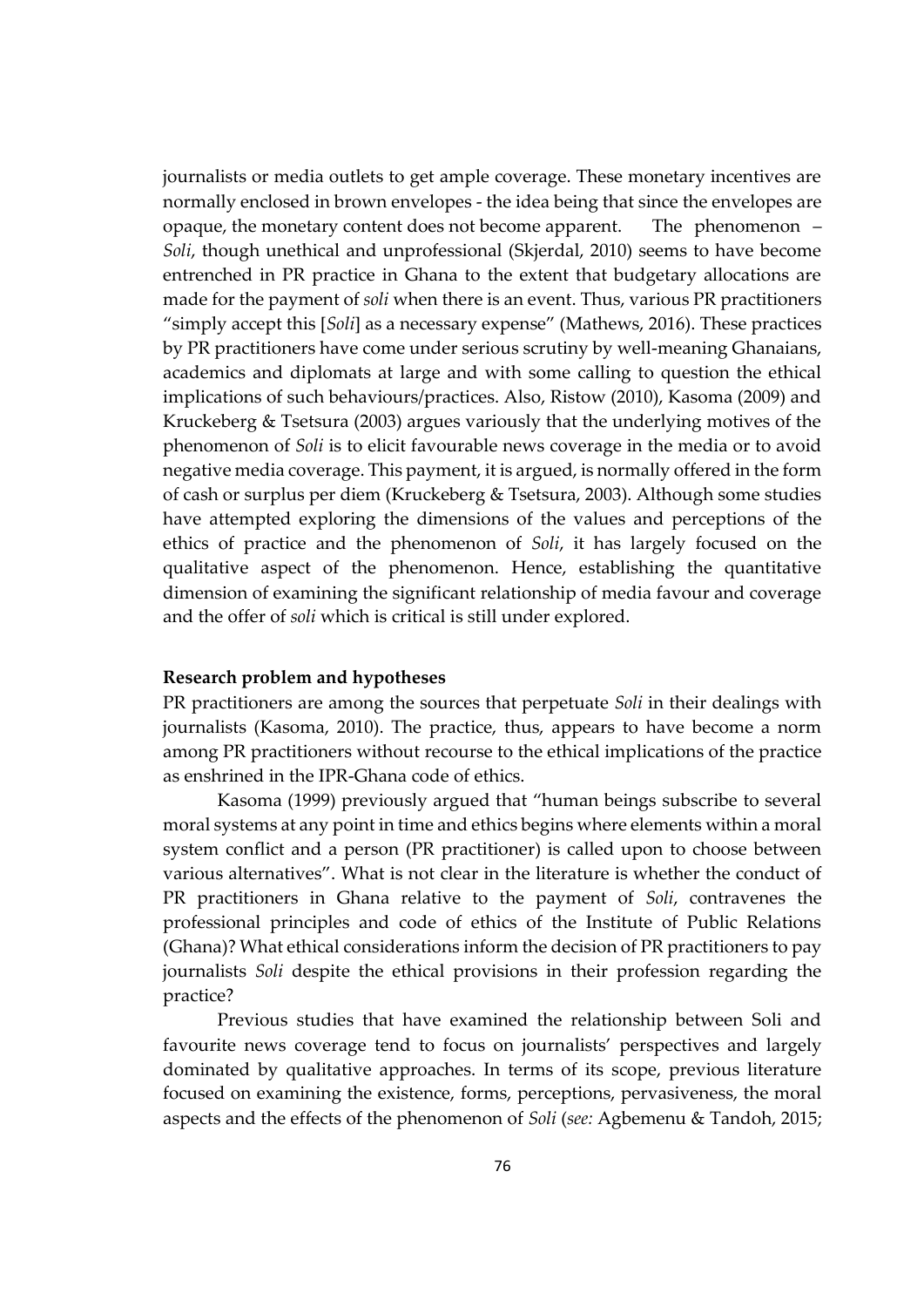journalists or media outlets to get ample coverage. These monetary incentives are normally enclosed in brown envelopes - the idea being that since the envelopes are opaque, the monetary content does not become apparent. The phenomenon – *Soli*, though unethical and unprofessional (Skjerdal, 2010) seems to have become entrenched in PR practice in Ghana to the extent that budgetary allocations are made for the payment of *soli* when there is an event. Thus, various PR practitioners "simply accept this [*Soli*] as a necessary expense" (Mathews, 2016). These practices by PR practitioners have come under serious scrutiny by well-meaning Ghanaians, academics and diplomats at large and with some calling to question the ethical implications of such behaviours/practices. Also, Ristow (2010), Kasoma (2009) and Kruckeberg & Tsetsura (2003) argues variously that the underlying motives of the phenomenon of *Soli* is to elicit favourable news coverage in the media or to avoid negative media coverage. This payment, it is argued, is normally offered in the form of cash or surplus per diem (Kruckeberg & Tsetsura, 2003). Although some studies have attempted exploring the dimensions of the values and perceptions of the ethics of practice and the phenomenon of *Soli*, it has largely focused on the qualitative aspect of the phenomenon. Hence, establishing the quantitative dimension of examining the significant relationship of media favour and coverage and the offer of *soli* which is critical is still under explored.

**Research problem and hypotheses**

PR practitioners are among the sources that perpetuate *Soli* in their dealings with journalists (Kasoma, 2010). The practice, thus, appears to have become a norm among PR practitioners without recourse to the ethical implications of the practice as enshrined in the IPR-Ghana code of ethics.

Kasoma (1999) previously argued that "human beings subscribe to several moral systems at any point in time and ethics begins where elements within a moral system conflict and a person (PR practitioner) is called upon to choose between various alternatives". What is not clear in the literature is whether the conduct of PR practitioners in Ghana relative to the payment of *Soli*, contravenes the professional principles and code of ethics of the Institute of Public Relations (Ghana)? What ethical considerations inform the decision of PR practitioners to pay journalists *Soli* despite the ethical provisions in their profession regarding the practice?

Previous studies that have examined the relationship between Soli and favourite news coverage tend to focus on journalists' perspectives and largely dominated by qualitative approaches. In terms of its scope, previous literature focused on examining the existence, forms, perceptions, pervasiveness, the moral aspects and the effects of the phenomenon of *Soli* (*see:* Agbemenu & Tandoh, 2015;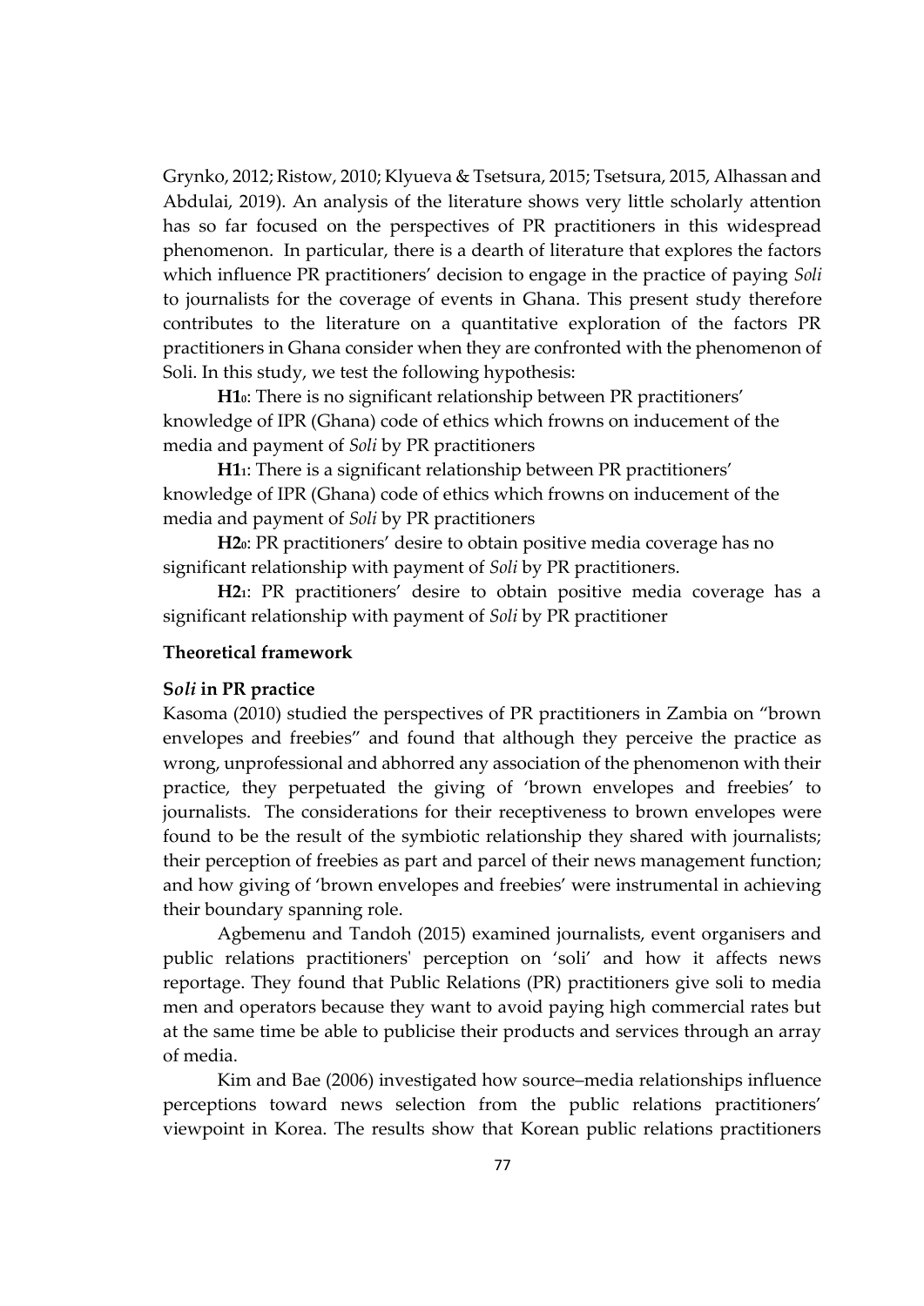Grynko, 2012; Ristow, 2010; Klyueva & Tsetsura, 2015; Tsetsura, 2015, Alhassan and Abdulai, 2019). An analysis of the literature shows very little scholarly attention has so far focused on the perspectives of PR practitioners in this widespread phenomenon. In particular, there is a dearth of literature that explores the factors which influence PR practitioners' decision to engage in the practice of paying *Soli* to journalists for the coverage of events in Ghana. This present study therefore contributes to the literature on a quantitative exploration of the factors PR practitioners in Ghana consider when they are confronted with the phenomenon of Soli. In this study, we test the following hypothesis:

**$H1_0$**: There is no significant relationship between PR practitioners' knowledge of IPR (Ghana) code of ethics which frowns on inducement of the media and payment of *Soli* by PR practitioners

**$H1_1$**: There is a significant relationship between PR practitioners' knowledge of IPR (Ghana) code of ethics which frowns on inducement of the media and payment of *Soli* by PR practitioners

**$H2_0$**: PR practitioners' desire to obtain positive media coverage has no significant relationship with payment of *Soli* by PR practitioners.

**$H2_1$**: PR practitioners' desire to obtain positive media coverage has a significant relationship with payment of *Soli* by PR practitioner

## Theoretical framework

### S*oli* in PR practice

Kasoma (2010) studied the perspectives of PR practitioners in Zambia on "brown envelopes and freebies" and found that although they perceive the practice as wrong, unprofessional and abhorred any association of the phenomenon with their practice, they perpetuated the giving of 'brown envelopes and freebies' to journalists. The considerations for their receptiveness to brown envelopes were found to be the result of the symbiotic relationship they shared with journalists; their perception of freebies as part and parcel of their news management function; and how giving of 'brown envelopes and freebies' were instrumental in achieving their boundary spanning role.

Agbemenu and Tandoh (2015) examined journalists, event organisers and public relations practitioners' perception on 'soli' and how it affects news reportage. They found that Public Relations (PR) practitioners give soli to media men and operators because they want to avoid paying high commercial rates but at the same time be able to publicise their products and services through an array of media.

Kim and Bae (2006) investigated how source–media relationships influence perceptions toward news selection from the public relations practitioners' viewpoint in Korea. The results show that Korean public relations practitioners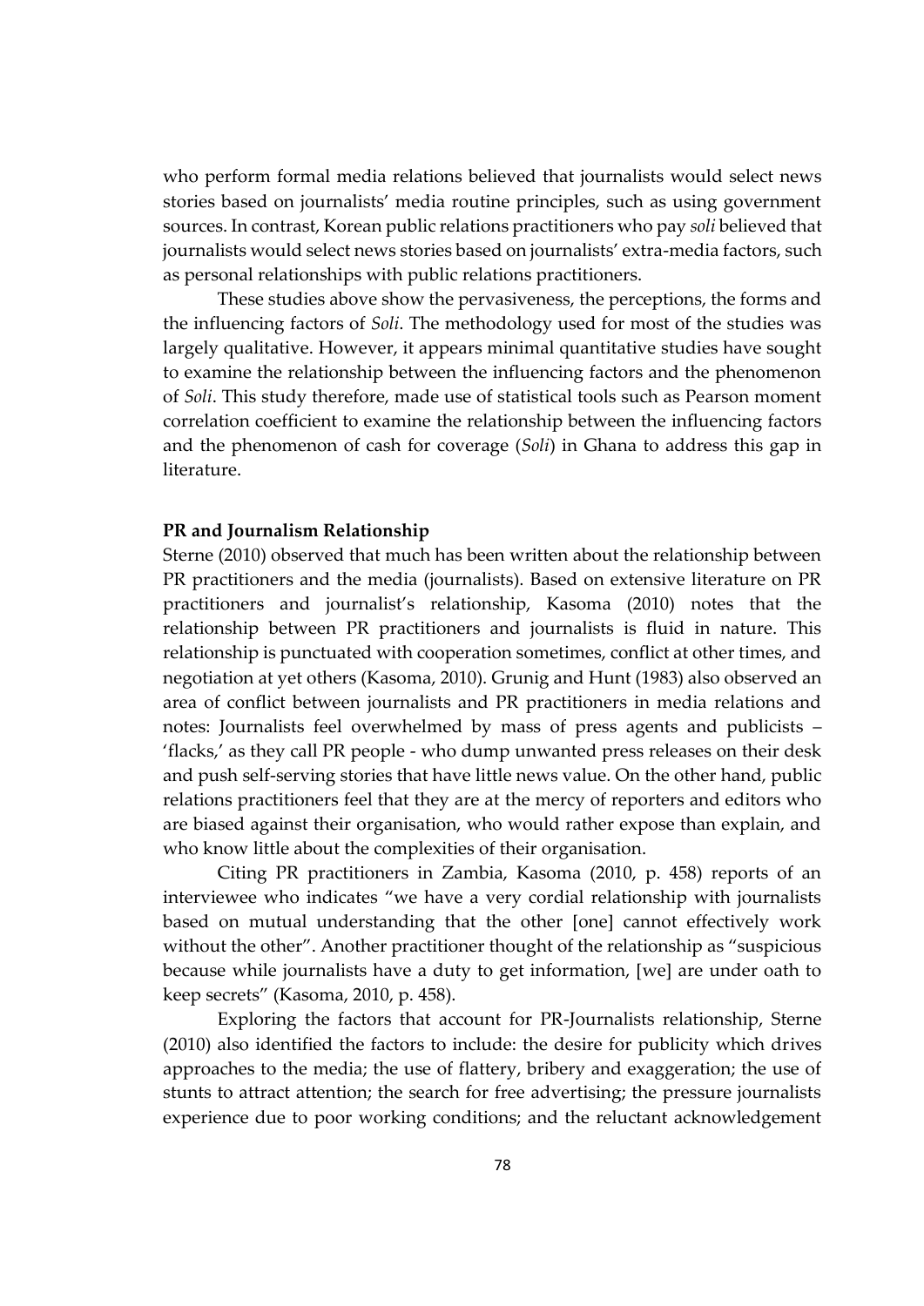who perform formal media relations believed that journalists would select news stories based on journalists' media routine principles, such as using government sources. In contrast, Korean public relations practitioners who pay *soli* believed that journalists would select news stories based on journalists' extra-media factors, such as personal relationships with public relations practitioners.

These studies above show the pervasiveness, the perceptions, the forms and the influencing factors of *Soli*. The methodology used for most of the studies was largely qualitative. However, it appears minimal quantitative studies have sought to examine the relationship between the influencing factors and the phenomenon of *Soli*. This study therefore, made use of statistical tools such as Pearson moment correlation coefficient to examine the relationship between the influencing factors and the phenomenon of cash for coverage (*Soli*) in Ghana to address this gap in literature.

**PR and Journalism Relationship**

Sterne (2010) observed that much has been written about the relationship between PR practitioners and the media (journalists). Based on extensive literature on PR practitioners and journalist's relationship, Kasoma (2010) notes that the relationship between PR practitioners and journalists is fluid in nature. This relationship is punctuated with cooperation sometimes, conflict at other times, and negotiation at yet others (Kasoma, 2010). Grunig and Hunt (1983) also observed an area of conflict between journalists and PR practitioners in media relations and notes: Journalists feel overwhelmed by mass of press agents and publicists – 'flacks,' as they call PR people - who dump unwanted press releases on their desk and push self-serving stories that have little news value. On the other hand, public relations practitioners feel that they are at the mercy of reporters and editors who are biased against their organisation, who would rather expose than explain, and who know little about the complexities of their organisation.

Citing PR practitioners in Zambia, Kasoma (2010, p. 458) reports of an interviewee who indicates "we have a very cordial relationship with journalists based on mutual understanding that the other [one] cannot effectively work without the other". Another practitioner thought of the relationship as "suspicious because while journalists have a duty to get information, [we] are under oath to keep secrets" (Kasoma, 2010, p. 458).

Exploring the factors that account for PR-Journalists relationship, Sterne (2010) also identified the factors to include: the desire for publicity which drives approaches to the media; the use of flattery, bribery and exaggeration; the use of stunts to attract attention; the search for free advertising; the pressure journalists experience due to poor working conditions; and the reluctant acknowledgement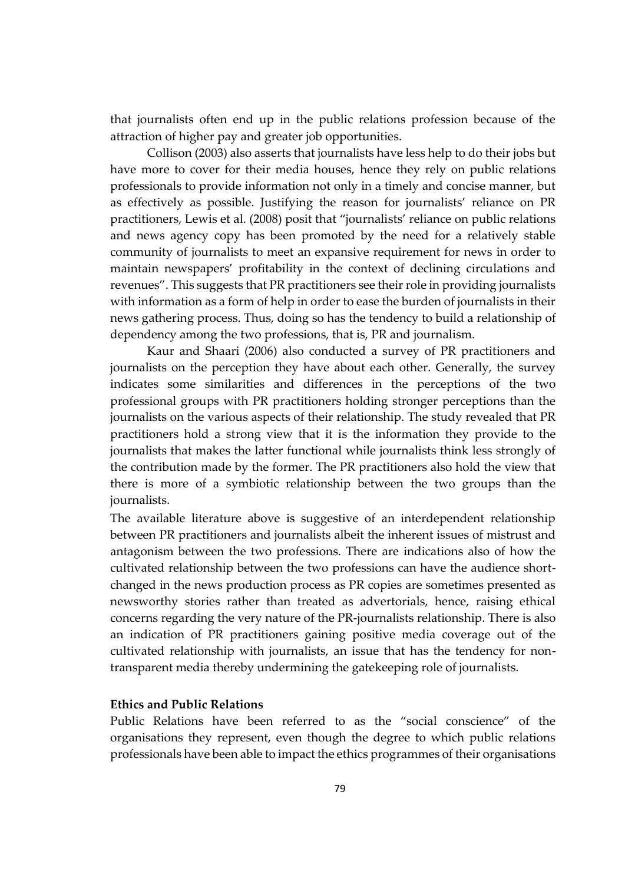that journalists often end up in the public relations profession because of the attraction of higher pay and greater job opportunities.

Collison (2003) also asserts that journalists have less help to do their jobs but have more to cover for their media houses, hence they rely on public relations professionals to provide information not only in a timely and concise manner, but as effectively as possible. Justifying the reason for journalists' reliance on PR practitioners, Lewis et al. (2008) posit that "journalists' reliance on public relations and news agency copy has been promoted by the need for a relatively stable community of journalists to meet an expansive requirement for news in order to maintain newspapers' profitability in the context of declining circulations and revenues". This suggests that PR practitioners see their role in providing journalists with information as a form of help in order to ease the burden of journalists in their news gathering process. Thus, doing so has the tendency to build a relationship of dependency among the two professions, that is, PR and journalism.

Kaur and Shaari (2006) also conducted a survey of PR practitioners and journalists on the perception they have about each other. Generally, the survey indicates some similarities and differences in the perceptions of the two professional groups with PR practitioners holding stronger perceptions than the journalists on the various aspects of their relationship. The study revealed that PR practitioners hold a strong view that it is the information they provide to the journalists that makes the latter functional while journalists think less strongly of the contribution made by the former. The PR practitioners also hold the view that there is more of a symbiotic relationship between the two groups than the journalists.

The available literature above is suggestive of an interdependent relationship between PR practitioners and journalists albeit the inherent issues of mistrust and antagonism between the two professions. There are indications also of how the cultivated relationship between the two professions can have the audience short-changed in the news production process as PR copies are sometimes presented as newsworthy stories rather than treated as advertorials, hence, raising ethical concerns regarding the very nature of the PR-journalists relationship. There is also an indication of PR practitioners gaining positive media coverage out of the cultivated relationship with journalists, an issue that has the tendency for non-transparent media thereby undermining the gatekeeping role of journalists.

**Ethics and Public Relations**

Public Relations have been referred to as the "social conscience" of the organisations they represent, even though the degree to which public relations professionals have been able to impact the ethics programmes of their organisations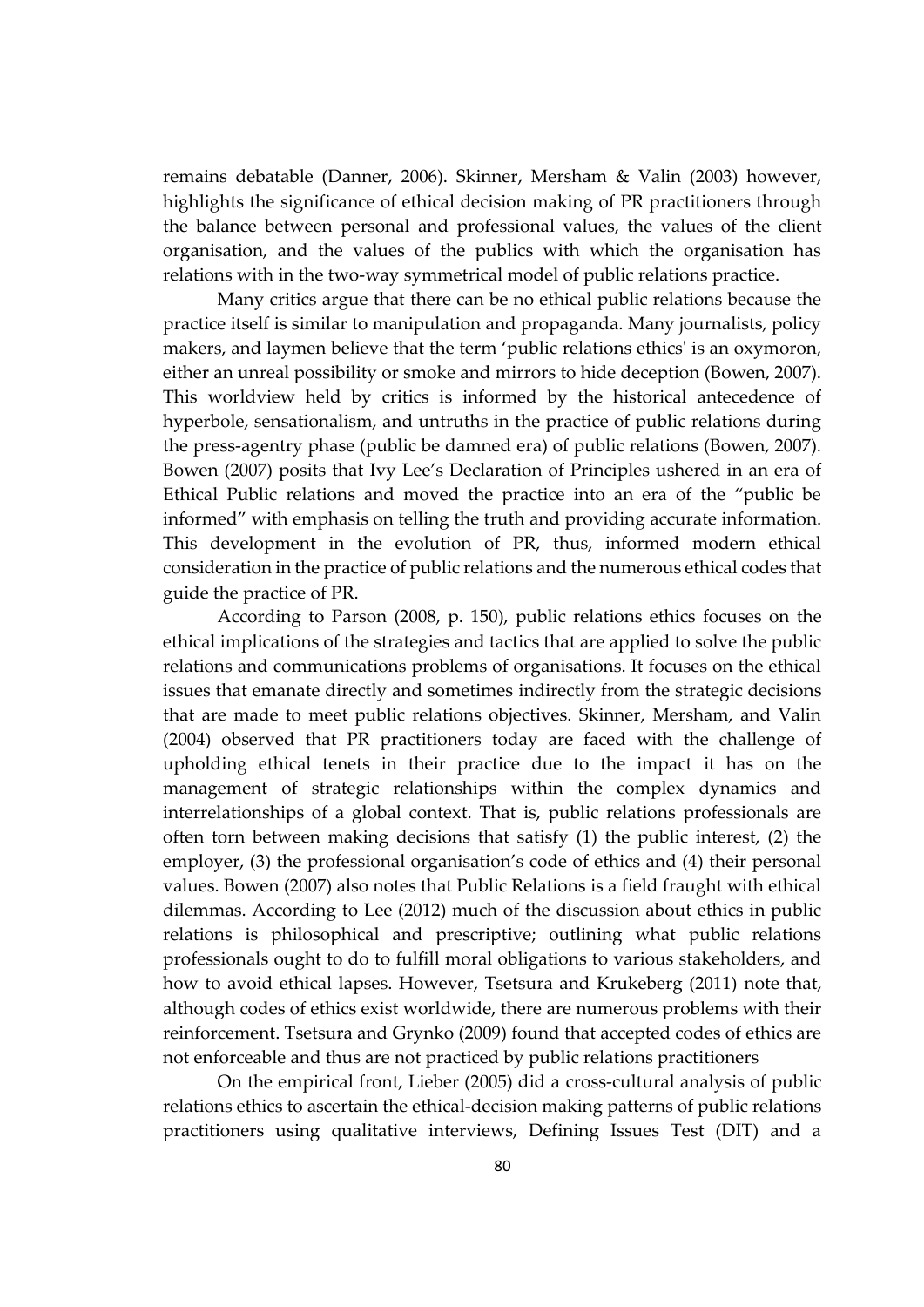remains debatable (Danner, 2006). Skinner, Mersham & Valin (2003) however, highlights the significance of ethical decision making of PR practitioners through the balance between personal and professional values, the values of the client organisation, and the values of the publics with which the organisation has relations with in the two-way symmetrical model of public relations practice.

Many critics argue that there can be no ethical public relations because the practice itself is similar to manipulation and propaganda. Many journalists, policy makers, and laymen believe that the term 'public relations ethics' is an oxymoron, either an unreal possibility or smoke and mirrors to hide deception (Bowen, 2007). This worldview held by critics is informed by the historical antecedence of hyperbole, sensationalism, and untruths in the practice of public relations during the press-agentry phase (public be damned era) of public relations (Bowen, 2007). Bowen (2007) posits that Ivy Lee's Declaration of Principles ushered in an era of Ethical Public relations and moved the practice into an era of the "public be informed" with emphasis on telling the truth and providing accurate information. This development in the evolution of PR, thus, informed modern ethical consideration in the practice of public relations and the numerous ethical codes that guide the practice of PR.

According to Parson (2008, p. 150), public relations ethics focuses on the ethical implications of the strategies and tactics that are applied to solve the public relations and communications problems of organisations. It focuses on the ethical issues that emanate directly and sometimes indirectly from the strategic decisions that are made to meet public relations objectives. Skinner, Mersham, and Valin (2004) observed that PR practitioners today are faced with the challenge of upholding ethical tenets in their practice due to the impact it has on the management of strategic relationships within the complex dynamics and interrelationships of a global context. That is, public relations professionals are often torn between making decisions that satisfy (1) the public interest, (2) the employer, (3) the professional organisation's code of ethics and (4) their personal values. Bowen (2007) also notes that Public Relations is a field fraught with ethical dilemmas. According to Lee (2012) much of the discussion about ethics in public relations is philosophical and prescriptive; outlining what public relations professionals ought to do to fulfill moral obligations to various stakeholders, and how to avoid ethical lapses. However, Tsetsura and Krukeberg (2011) note that, although codes of ethics exist worldwide, there are numerous problems with their reinforcement. Tsetsura and Grynko (2009) found that accepted codes of ethics are not enforceable and thus are not practiced by public relations practitioners

On the empirical front, Lieber (2005) did a cross-cultural analysis of public relations ethics to ascertain the ethical-decision making patterns of public relations practitioners using qualitative interviews, Defining Issues Test (DIT) and a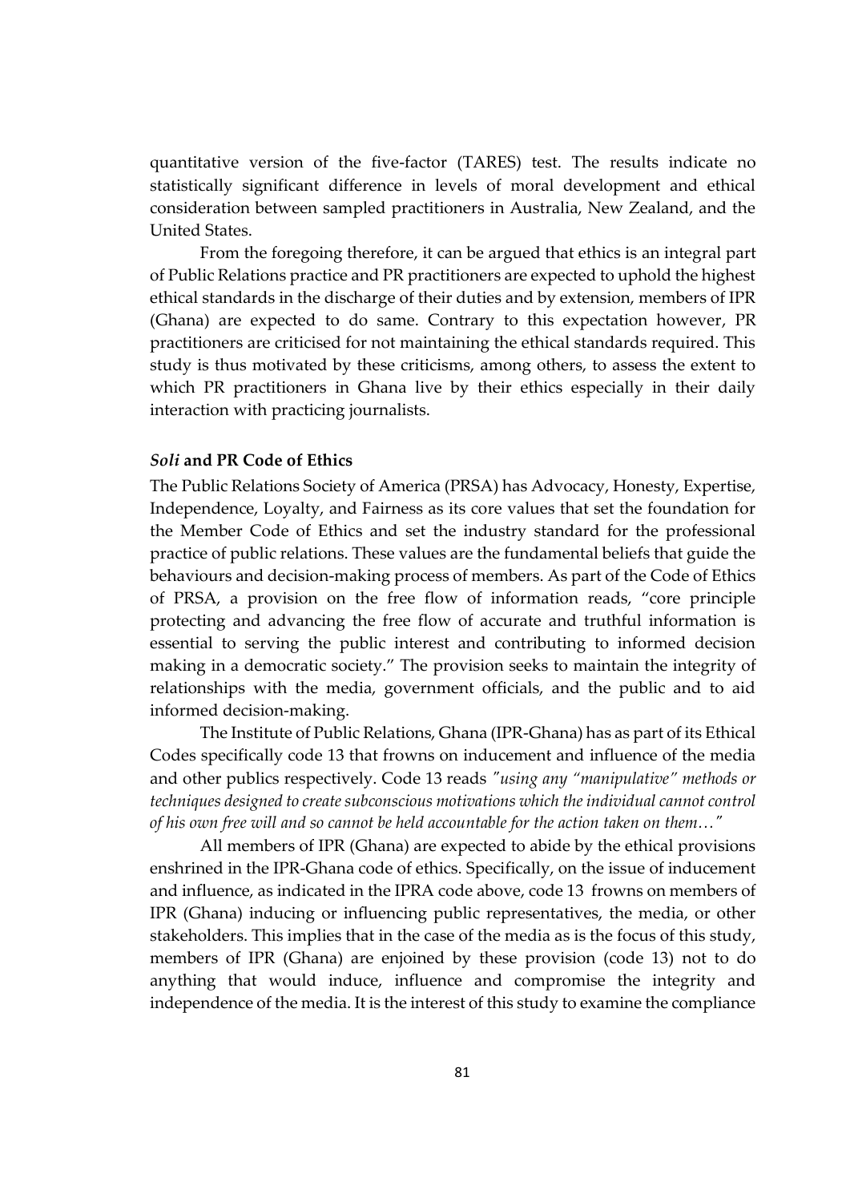quantitative version of the five-factor (TARES) test. The results indicate no statistically significant difference in levels of moral development and ethical consideration between sampled practitioners in Australia, New Zealand, and the United States.

From the foregoing therefore, it can be argued that ethics is an integral part of Public Relations practice and PR practitioners are expected to uphold the highest ethical standards in the discharge of their duties and by extension, members of IPR (Ghana) are expected to do same. Contrary to this expectation however, PR practitioners are criticised for not maintaining the ethical standards required. This study is thus motivated by these criticisms, among others, to assess the extent to which PR practitioners in Ghana live by their ethics especially in their daily interaction with practicing journalists.

### *Soli* and PR Code of Ethics

The Public Relations Society of America (PRSA) has Advocacy, Honesty, Expertise, Independence, Loyalty, and Fairness as its core values that set the foundation for the Member Code of Ethics and set the industry standard for the professional practice of public relations. These values are the fundamental beliefs that guide the behaviours and decision-making process of members. As part of the Code of Ethics of PRSA, a provision on the free flow of information reads, "core principle protecting and advancing the free flow of accurate and truthful information is essential to serving the public interest and contributing to informed decision making in a democratic society." The provision seeks to maintain the integrity of relationships with the media, government officials, and the public and to aid informed decision-making.

The Institute of Public Relations, Ghana (IPR-Ghana) has as part of its Ethical Codes specifically code 13 that frowns on inducement and influence of the media and other publics respectively. Code 13 reads *"using any "manipulative" methods or techniques designed to create subconscious motivations which the individual cannot control of his own free will and so cannot be held accountable for the action taken on them…"*

All members of IPR (Ghana) are expected to abide by the ethical provisions enshrined in the IPR-Ghana code of ethics. Specifically, on the issue of inducement and influence, as indicated in the IPRA code above, code 13 frowns on members of IPR (Ghana) inducing or influencing public representatives, the media, or other stakeholders. This implies that in the case of the media as is the focus of this study, members of IPR (Ghana) are enjoined by these provision (code 13) not to do anything that would induce, influence and compromise the integrity and independence of the media. It is the interest of this study to examine the compliance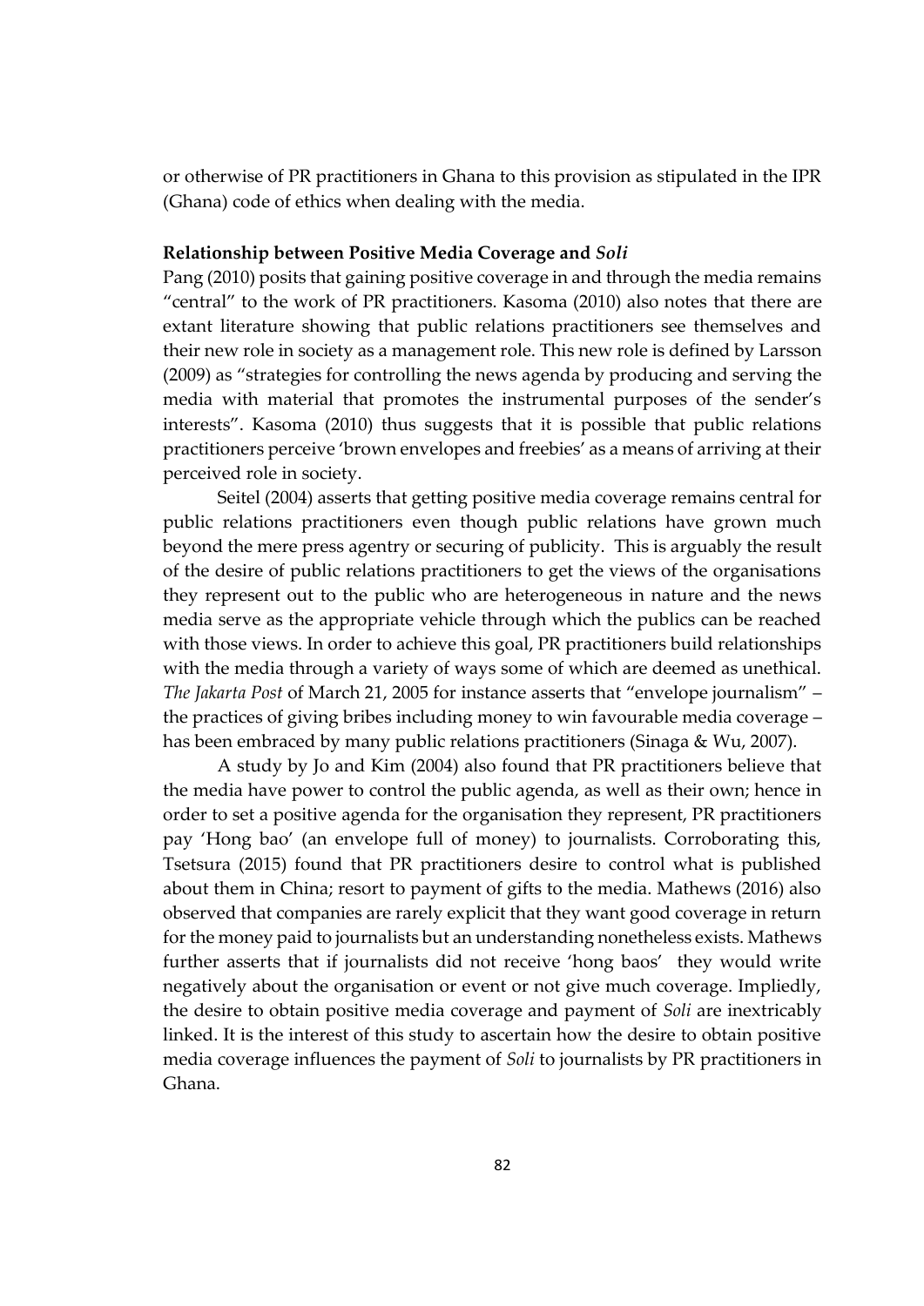or otherwise of PR practitioners in Ghana to this provision as stipulated in the IPR (Ghana) code of ethics when dealing with the media.

### Relationship between Positive Media Coverage and *Soli*

Pang (2010) posits that gaining positive coverage in and through the media remains "central" to the work of PR practitioners. Kasoma (2010) also notes that there are extant literature showing that public relations practitioners see themselves and their new role in society as a management role. This new role is defined by Larsson (2009) as "strategies for controlling the news agenda by producing and serving the media with material that promotes the instrumental purposes of the sender's interests". Kasoma (2010) thus suggests that it is possible that public relations practitioners perceive 'brown envelopes and freebies' as a means of arriving at their perceived role in society.

Seitel (2004) asserts that getting positive media coverage remains central for public relations practitioners even though public relations have grown much beyond the mere press agentry or securing of publicity. This is arguably the result of the desire of public relations practitioners to get the views of the organisations they represent out to the public who are heterogeneous in nature and the news media serve as the appropriate vehicle through which the publics can be reached with those views. In order to achieve this goal, PR practitioners build relationships with the media through a variety of ways some of which are deemed as unethical. *The Jakarta Post* of March 21, 2005 for instance asserts that "envelope journalism" – the practices of giving bribes including money to win favourable media coverage – has been embraced by many public relations practitioners (Sinaga & Wu, 2007).

A study by Jo and Kim (2004) also found that PR practitioners believe that the media have power to control the public agenda, as well as their own; hence in order to set a positive agenda for the organisation they represent, PR practitioners pay 'Hong bao' (an envelope full of money) to journalists. Corroborating this, Tsetsura (2015) found that PR practitioners desire to control what is published about them in China; resort to payment of gifts to the media. Mathews (2016) also observed that companies are rarely explicit that they want good coverage in return for the money paid to journalists but an understanding nonetheless exists. Mathews further asserts that if journalists did not receive 'hong baos' they would write negatively about the organisation or event or not give much coverage. Impliedly, the desire to obtain positive media coverage and payment of *Soli* are inextricably linked. It is the interest of this study to ascertain how the desire to obtain positive media coverage influences the payment of *Soli* to journalists by PR practitioners in Ghana.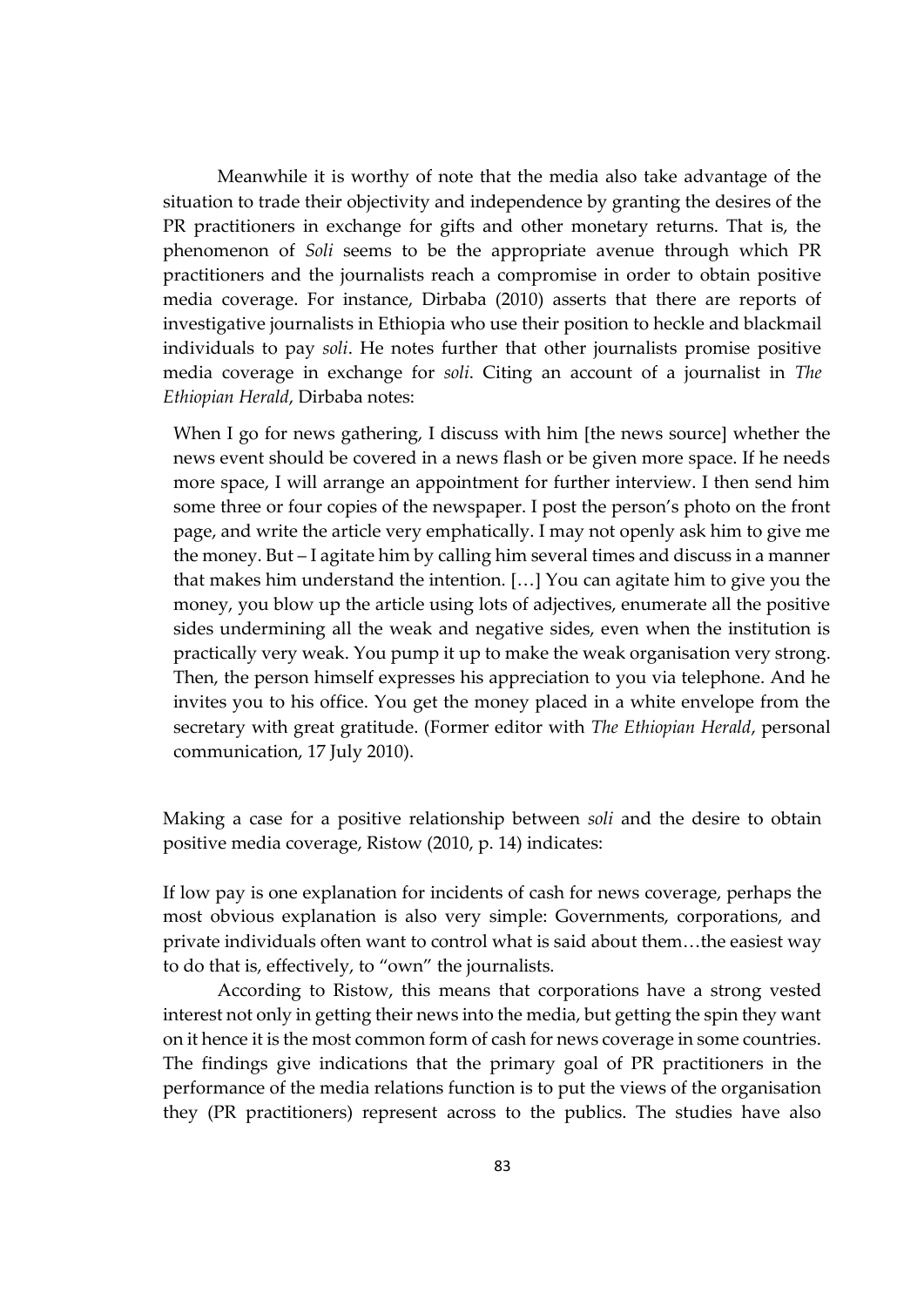Meanwhile it is worthy of note that the media also take advantage of the situation to trade their objectivity and independence by granting the desires of the PR practitioners in exchange for gifts and other monetary returns. That is, the phenomenon of *Soli* seems to be the appropriate avenue through which PR practitioners and the journalists reach a compromise in order to obtain positive media coverage. For instance, Dirbaba (2010) asserts that there are reports of investigative journalists in Ethiopia who use their position to heckle and blackmail individuals to pay *soli*. He notes further that other journalists promise positive media coverage in exchange for *soli*. Citing an account of a journalist in *The Ethiopian Herald*, Dirbaba notes:

> When I go for news gathering, I discuss with him [the news source] whether the news event should be covered in a news flash or be given more space. If he needs more space, I will arrange an appointment for further interview. I then send him some three or four copies of the newspaper. I post the person's photo on the front page, and write the article very emphatically. I may not openly ask him to give me the money. But – I agitate him by calling him several times and discuss in a manner that makes him understand the intention. […] You can agitate him to give you the money, you blow up the article using lots of adjectives, enumerate all the positive sides undermining all the weak and negative sides, even when the institution is practically very weak. You pump it up to make the weak organisation very strong. Then, the person himself expresses his appreciation to you via telephone. And he invites you to his office. You get the money placed in a white envelope from the secretary with great gratitude. (Former editor with *The Ethiopian Herald*, personal communication, 17 July 2010).

Making a case for a positive relationship between *soli* and the desire to obtain positive media coverage, Ristow (2010, p. 14) indicates:

If low pay is one explanation for incidents of cash for news coverage, perhaps the most obvious explanation is also very simple: Governments, corporations, and private individuals often want to control what is said about them…the easiest way to do that is, effectively, to "own" the journalists.

According to Ristow, this means that corporations have a strong vested interest not only in getting their news into the media, but getting the spin they want on it hence it is the most common form of cash for news coverage in some countries. The findings give indications that the primary goal of PR practitioners in the performance of the media relations function is to put the views of the organisation they (PR practitioners) represent across to the publics. The studies have also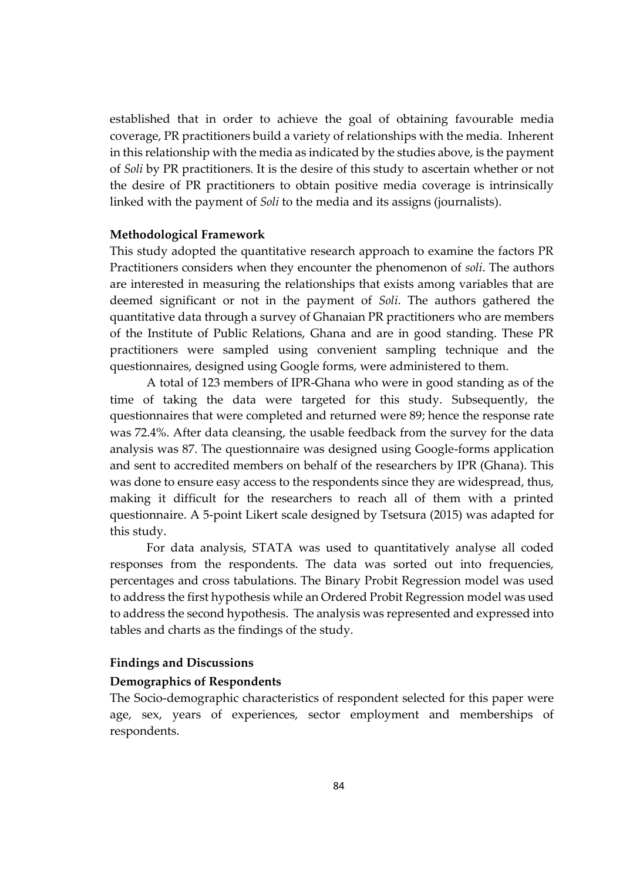established that in order to achieve the goal of obtaining favourable media coverage, PR practitioners build a variety of relationships with the media. Inherent in this relationship with the media as indicated by the studies above, is the payment of *Soli* by PR practitioners. It is the desire of this study to ascertain whether or not the desire of PR practitioners to obtain positive media coverage is intrinsically linked with the payment of *Soli* to the media and its assigns (journalists).

**Methodological Framework**

This study adopted the quantitative research approach to examine the factors PR Practitioners considers when they encounter the phenomenon of *soli*. The authors are interested in measuring the relationships that exists among variables that are deemed significant or not in the payment of *Soli*. The authors gathered the quantitative data through a survey of Ghanaian PR practitioners who are members of the Institute of Public Relations, Ghana and are in good standing. These PR practitioners were sampled using convenient sampling technique and the questionnaires, designed using Google forms, were administered to them.

A total of 123 members of IPR-Ghana who were in good standing as of the time of taking the data were targeted for this study. Subsequently, the questionnaires that were completed and returned were 89; hence the response rate was 72.4%. After data cleansing, the usable feedback from the survey for the data analysis was 87. The questionnaire was designed using Google-forms application and sent to accredited members on behalf of the researchers by IPR (Ghana). This was done to ensure easy access to the respondents since they are widespread, thus, making it difficult for the researchers to reach all of them with a printed questionnaire. A 5-point Likert scale designed by Tsetsura (2015) was adapted for this study.

For data analysis, STATA was used to quantitatively analyse all coded responses from the respondents. The data was sorted out into frequencies, percentages and cross tabulations. The Binary Probit Regression model was used to address the first hypothesis while an Ordered Probit Regression model was used to address the second hypothesis. The analysis was represented and expressed into tables and charts as the findings of the study.

**Findings and Discussions**

**Demographics of Respondents**

The Socio-demographic characteristics of respondent selected for this paper were age, sex, years of experiences, sector employment and memberships of respondents.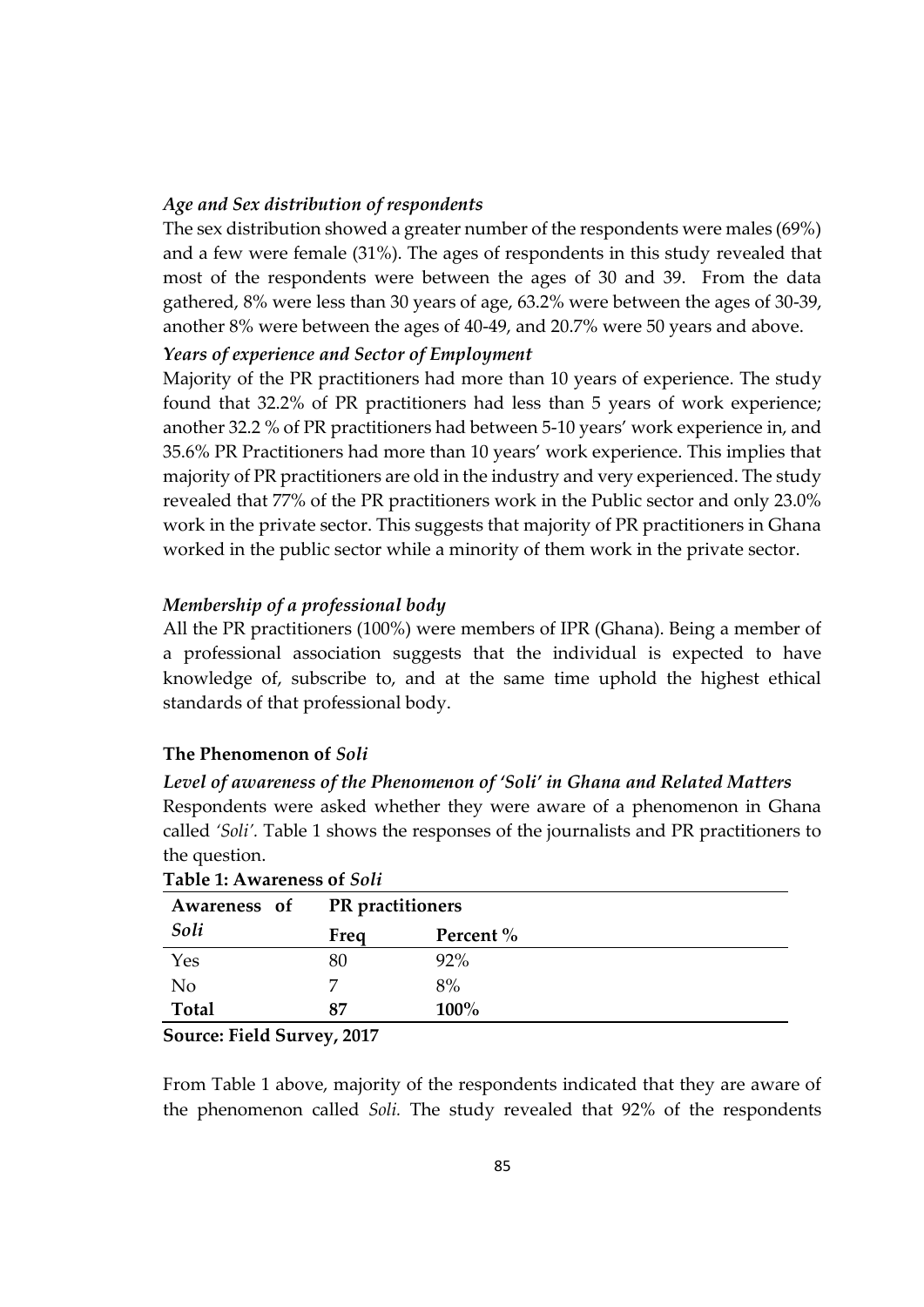*Age and Sex distribution of respondents*

The sex distribution showed a greater number of the respondents were males (69%) and a few were female (31%). The ages of respondents in this study revealed that most of the respondents were between the ages of 30 and 39. From the data gathered, 8% were less than 30 years of age, 63.2% were between the ages of 30-39, another 8% were between the ages of 40-49, and 20.7% were 50 years and above.

*Years of experience and Sector of Employment*

Majority of the PR practitioners had more than 10 years of experience. The study found that 32.2% of PR practitioners had less than 5 years of work experience; another 32.2 % of PR practitioners had between 5-10 years' work experience in, and 35.6% PR Practitioners had more than 10 years' work experience. This implies that majority of PR practitioners are old in the industry and very experienced. The study revealed that 77% of the PR practitioners work in the Public sector and only 23.0% work in the private sector. This suggests that majority of PR practitioners in Ghana worked in the public sector while a minority of them work in the private sector.

*Membership of a professional body*

All the PR practitioners (100%) were members of IPR (Ghana). Being a member of a professional association suggests that the individual is expected to have knowledge of, subscribe to, and at the same time uphold the highest ethical standards of that professional body.

**The Phenomenon of *Soli***

*Level of awareness of the Phenomenon of 'Soli' in Ghana and Related Matters*

Respondents were asked whether they were aware of a phenomenon in Ghana called *'Soli'*. Table 1 shows the responses of the journalists and PR practitioners to the question.

**Table 1: Awareness of *Soli***

| Awareness of *Soli* | PR practitioners | |
|---|---|---|
| | Freq | Percent % |
| Yes | 80 | 92% |
| No | 7 | 8% |
| **Total** | **87** | **100%** |

**Source: Field Survey, 2017**

From Table 1 above, majority of the respondents indicated that they are aware of the phenomenon called *Soli.* The study revealed that 92% of the respondents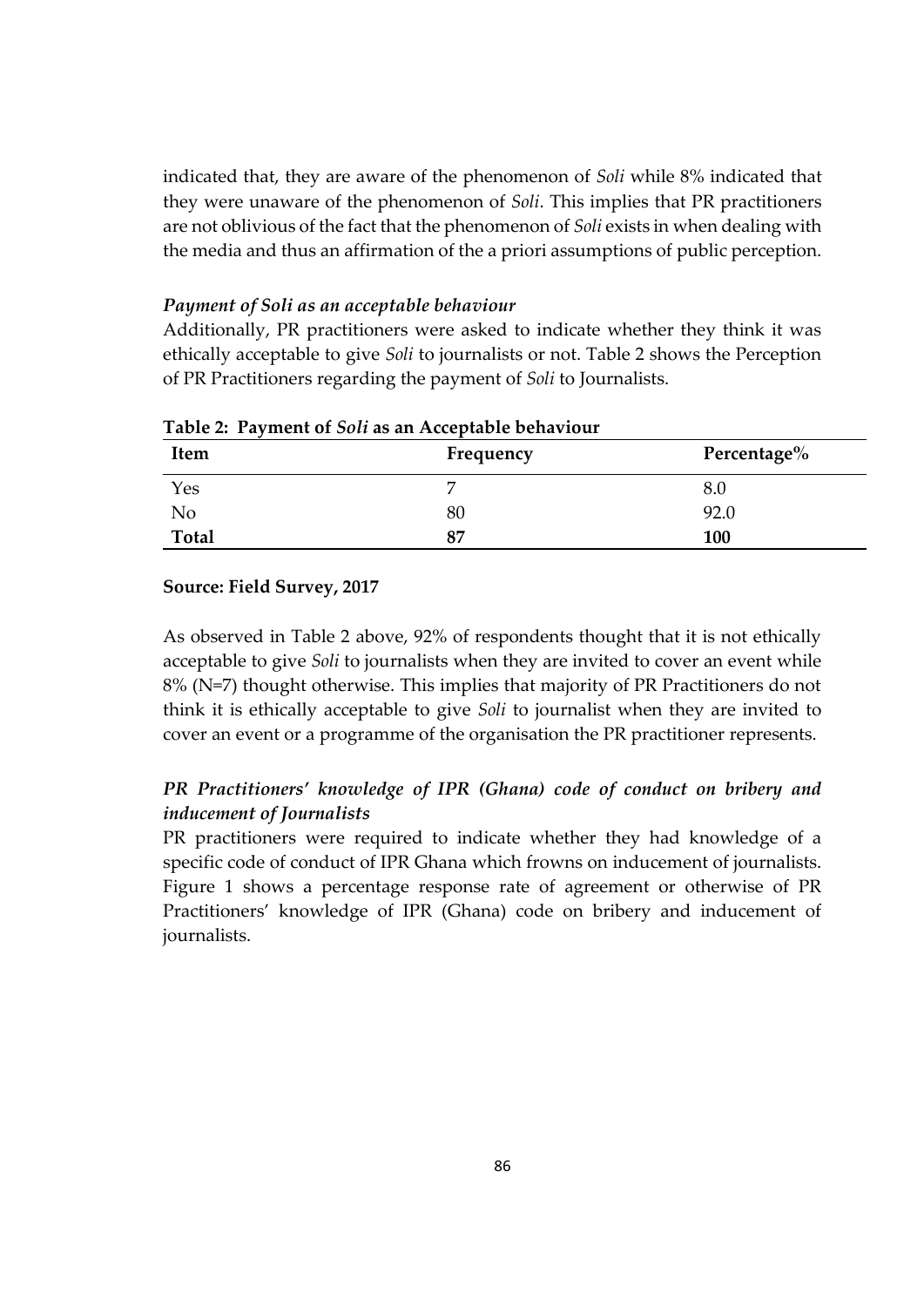indicated that, they are aware of the phenomenon of *Soli* while 8% indicated that they were unaware of the phenomenon of *Soli*. This implies that PR practitioners are not oblivious of the fact that the phenomenon of *Soli* exists in when dealing with the media and thus an affirmation of the a priori assumptions of public perception.

### *Payment of Soli as an acceptable behaviour*

Additionally, PR practitioners were asked to indicate whether they think it was ethically acceptable to give *Soli* to journalists or not. Table 2 shows the Perception of PR Practitioners regarding the payment of *Soli* to Journalists.

**Table 2: Payment of *Soli* as an Acceptable behaviour**

| Item | Frequency | Percentage% |
|---|---|---|
| Yes | 7 | 8.0 |
| No | 80 | 92.0 |
| **Total** | **87** | **100** |

**Source: Field Survey, 2017**

As observed in Table 2 above, 92% of respondents thought that it is not ethically acceptable to give *Soli* to journalists when they are invited to cover an event while 8% (N=7) thought otherwise. This implies that majority of PR Practitioners do not think it is ethically acceptable to give *Soli* to journalist when they are invited to cover an event or a programme of the organisation the PR practitioner represents.

### *PR Practitioners' knowledge of IPR (Ghana) code of conduct on bribery and inducement of Journalists*

PR practitioners were required to indicate whether they had knowledge of a specific code of conduct of IPR Ghana which frowns on inducement of journalists. Figure 1 shows a percentage response rate of agreement or otherwise of PR Practitioners' knowledge of IPR (Ghana) code on bribery and inducement of journalists.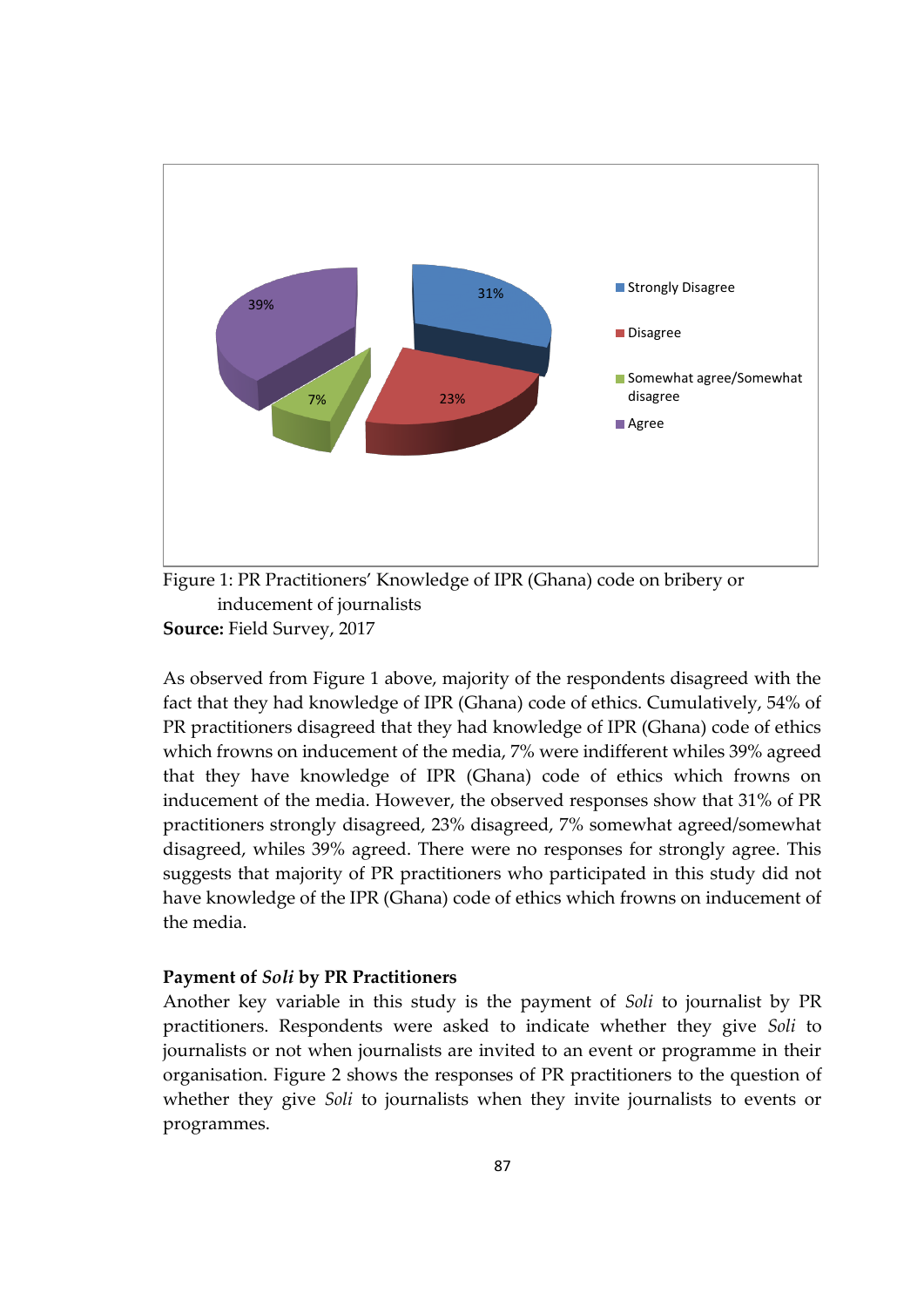Figure 1: PR Practitioners' Knowledge of IPR (Ghana) code on bribery or inducement of journalists
**Source:** Field Survey, 2017

As observed from Figure 1 above, majority of the respondents disagreed with the fact that they had knowledge of IPR (Ghana) code of ethics. Cumulatively, 54% of PR practitioners disagreed that they had knowledge of IPR (Ghana) code of ethics which frowns on inducement of the media, 7% were indifferent whiles 39% agreed that they have knowledge of IPR (Ghana) code of ethics which frowns on inducement of the media. However, the observed responses show that 31% of PR practitioners strongly disagreed, 23% disagreed, 7% somewhat agreed/somewhat disagreed, whiles 39% agreed. There were no responses for strongly agree. This suggests that majority of PR practitioners who participated in this study did not have knowledge of the IPR (Ghana) code of ethics which frowns on inducement of the media.

**Payment of *Soli* by PR Practitioners**

Another key variable in this study is the payment of *Soli* to journalist by PR practitioners. Respondents were asked to indicate whether they give *Soli* to journalists or not when journalists are invited to an event or programme in their organisation. Figure 2 shows the responses of PR practitioners to the question of whether they give *Soli* to journalists when they invite journalists to events or programmes.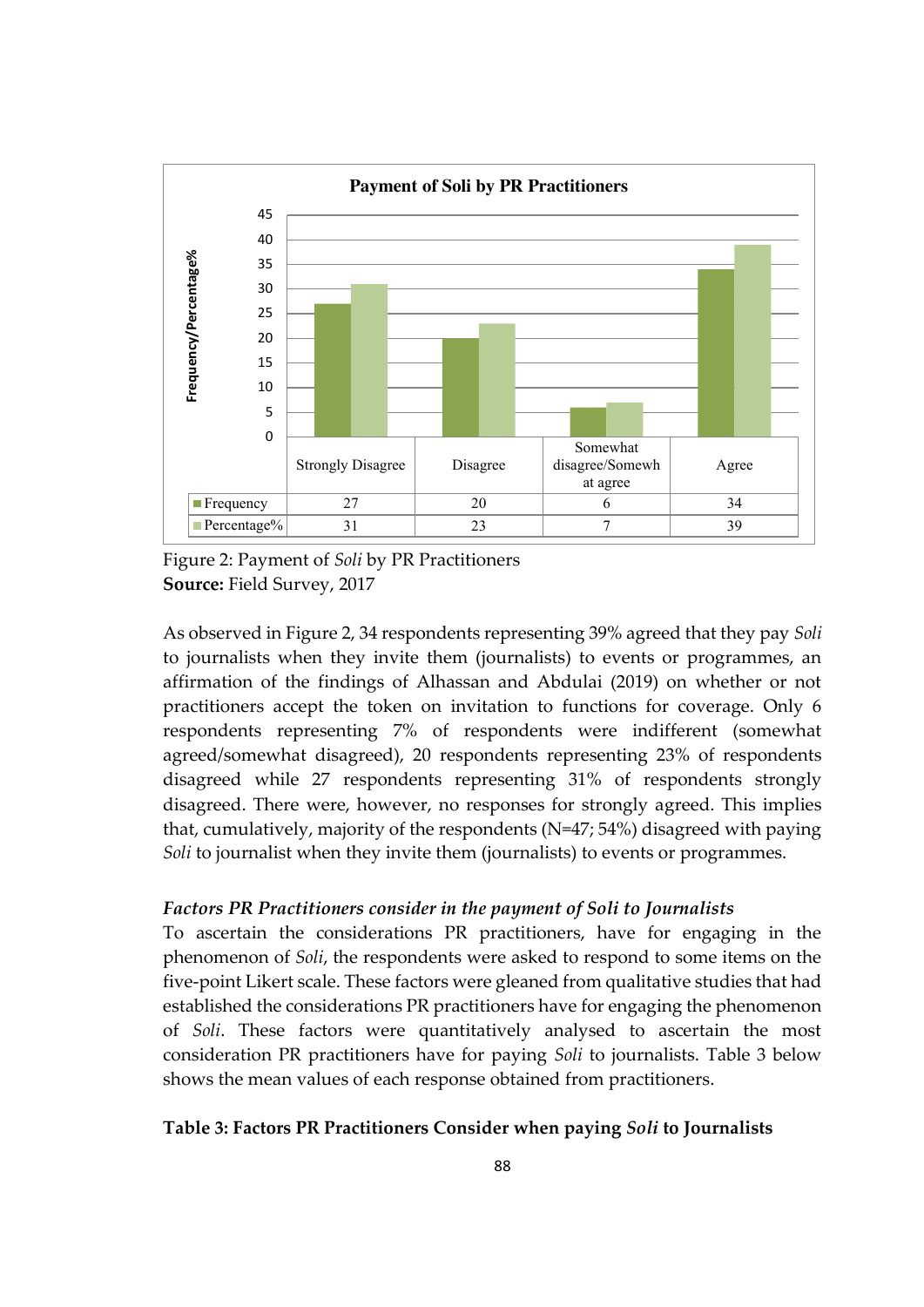**Payment of Soli by PR Practitioners**

|  | Strongly Disagree | Disagree | Somewhat disagree/Somewhat agree | Agree |
|---|---|---|---|---|
| Frequency | 27 | 20 | 6 | 34 |
| Percentage% | 31 | 23 | 7 | 39 |

Figure 2: Payment of *Soli* by PR Practitioners
**Source:** Field Survey, 2017

As observed in Figure 2, 34 respondents representing 39% agreed that they pay *Soli* to journalists when they invite them (journalists) to events or programmes, an affirmation of the findings of Alhassan and Abdulai (2019) on whether or not practitioners accept the token on invitation to functions for coverage. Only 6 respondents representing 7% of respondents were indifferent (somewhat agreed/somewhat disagreed), 20 respondents representing 23% of respondents disagreed while 27 respondents representing 31% of respondents strongly disagreed. There were, however, no responses for strongly agreed. This implies that, cumulatively, majority of the respondents (N=47; 54%) disagreed with paying *Soli* to journalist when they invite them (journalists) to events or programmes.

### *Factors PR Practitioners consider in the payment of Soli to Journalists*

To ascertain the considerations PR practitioners, have for engaging in the phenomenon of *Soli*, the respondents were asked to respond to some items on the five-point Likert scale. These factors were gleaned from qualitative studies that had established the considerations PR practitioners have for engaging the phenomenon of *Soli*. These factors were quantitatively analysed to ascertain the most consideration PR practitioners have for paying *Soli* to journalists. Table 3 below shows the mean values of each response obtained from practitioners.

**Table 3: Factors PR Practitioners Consider when paying *Soli* to Journalists**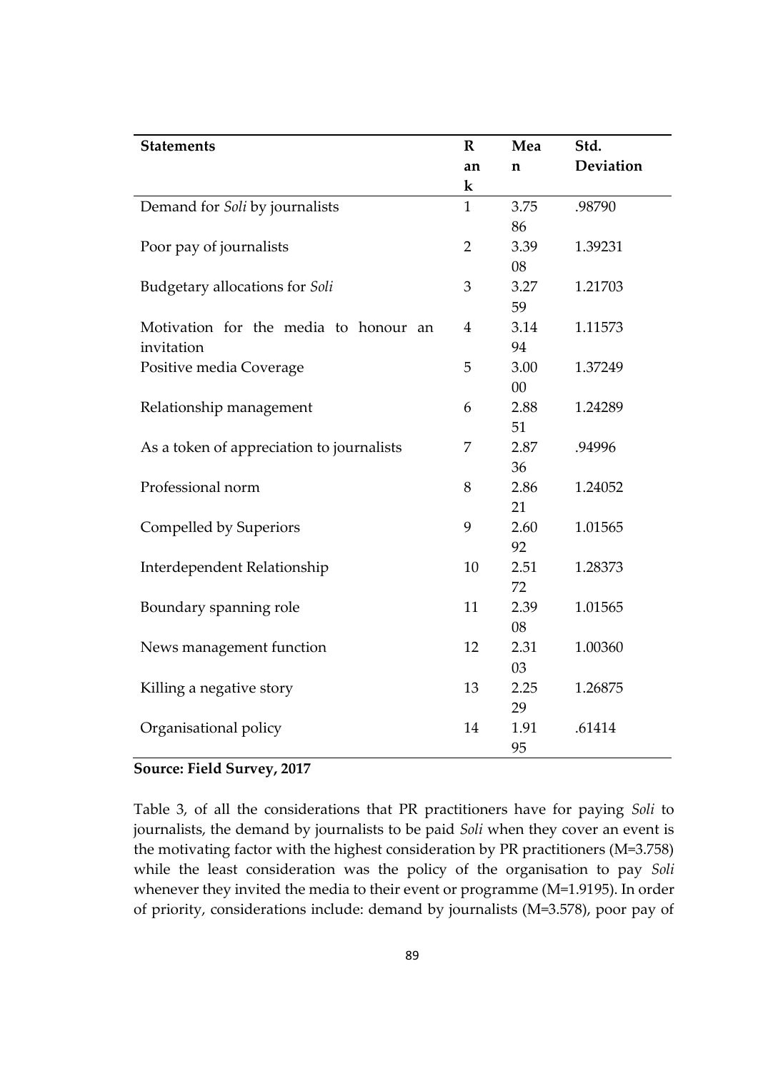| **Statements** | **Rank** | **Mean** | **Std. Deviation** |
|---|---|---|---|
| Demand for *Soli* by journalists | 1 | 3.7586 | .98790 |
| Poor pay of journalists | 2 | 3.3908 | 1.39231 |
| Budgetary allocations for *Soli* | 3 | 3.2759 | 1.21703 |
| Motivation for the media to honour an invitation | 4 | 3.1494 | 1.11573 |
| Positive media Coverage | 5 | 3.0000 | 1.37249 |
| Relationship management | 6 | 2.8851 | 1.24289 |
| As a token of appreciation to journalists | 7 | 2.8736 | .94996 |
| Professional norm | 8 | 2.8621 | 1.24052 |
| Compelled by Superiors | 9 | 2.6092 | 1.01565 |
| Interdependent Relationship | 10 | 2.5172 | 1.28373 |
| Boundary spanning role | 11 | 2.3908 | 1.01565 |
| News management function | 12 | 2.3103 | 1.00360 |
| Killing a negative story | 13 | 2.2529 | 1.26875 |
| Organisational policy | 14 | 1.9195 | .61414 |

**Source: Field Survey, 2017**

Table 3, of all the considerations that PR practitioners have for paying *Soli* to journalists, the demand by journalists to be paid *Soli* when they cover an event is the motivating factor with the highest consideration by PR practitioners (M=3.758) while the least consideration was the policy of the organisation to pay *Soli* whenever they invited the media to their event or programme (M=1.9195). In order of priority, considerations include: demand by journalists (M=3.578), poor pay of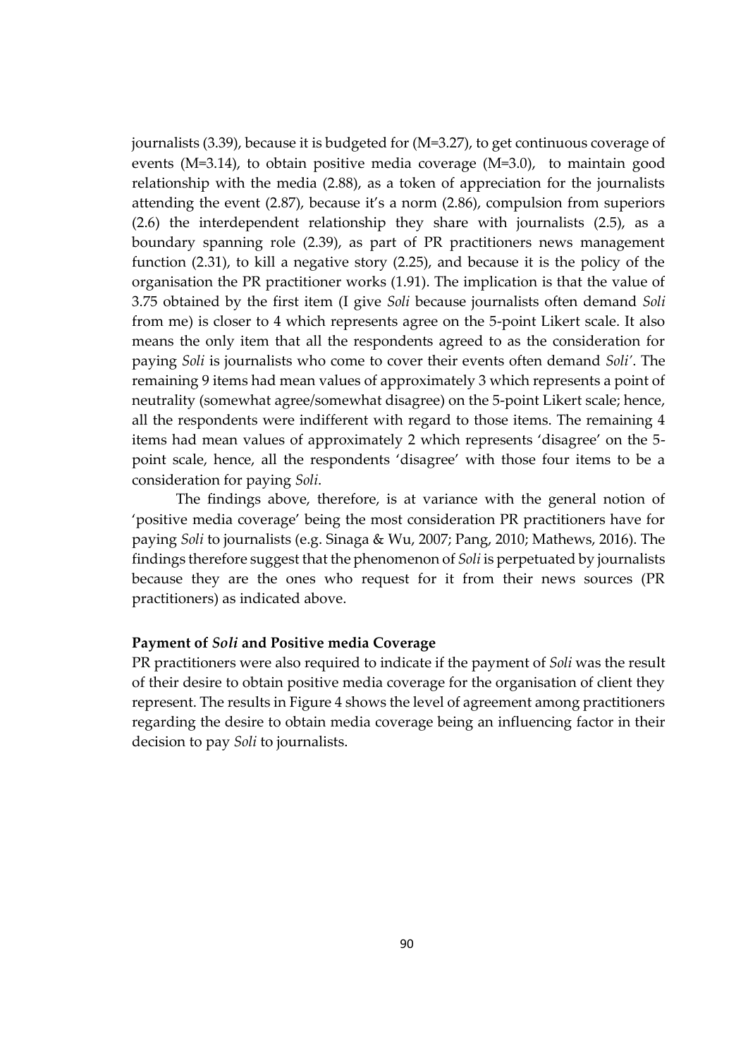journalists (3.39), because it is budgeted for (M=3.27), to get continuous coverage of events (M=3.14), to obtain positive media coverage (M=3.0), to maintain good relationship with the media (2.88), as a token of appreciation for the journalists attending the event (2.87), because it's a norm (2.86), compulsion from superiors (2.6) the interdependent relationship they share with journalists (2.5), as a boundary spanning role (2.39), as part of PR practitioners news management function (2.31), to kill a negative story (2.25), and because it is the policy of the organisation the PR practitioner works (1.91). The implication is that the value of 3.75 obtained by the first item (I give *Soli* because journalists often demand *Soli* from me) is closer to 4 which represents agree on the 5-point Likert scale. It also means the only item that all the respondents agreed to as the consideration for paying *Soli* is journalists who come to cover their events often demand *Soli'*. The remaining 9 items had mean values of approximately 3 which represents a point of neutrality (somewhat agree/somewhat disagree) on the 5-point Likert scale; hence, all the respondents were indifferent with regard to those items. The remaining 4 items had mean values of approximately 2 which represents 'disagree' on the 5-point scale, hence, all the respondents 'disagree' with those four items to be a consideration for paying *Soli*.

The findings above, therefore, is at variance with the general notion of 'positive media coverage' being the most consideration PR practitioners have for paying *Soli* to journalists (e.g. Sinaga & Wu, 2007; Pang, 2010; Mathews, 2016). The findings therefore suggest that the phenomenon of *Soli* is perpetuated by journalists because they are the ones who request for it from their news sources (PR practitioners) as indicated above.

### Payment of *Soli* and Positive media Coverage

PR practitioners were also required to indicate if the payment of *Soli* was the result of their desire to obtain positive media coverage for the organisation of client they represent. The results in Figure 4 shows the level of agreement among practitioners regarding the desire to obtain media coverage being an influencing factor in their decision to pay *Soli* to journalists.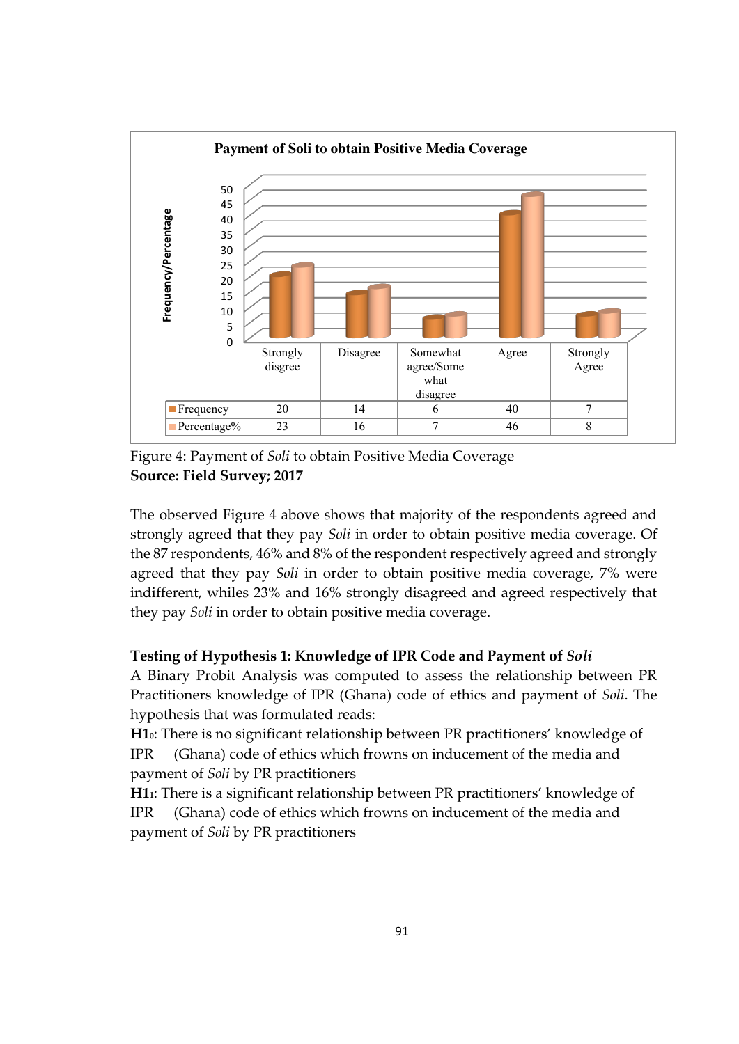**Payment of Soli to obtain Positive Media Coverage**

| | Strongly disgree | Disagree | Somewhat agree/Somewhat disagree | Agree | Strongly Agree |
|---|---|---|---|---|---|
| Frequency | 20 | 14 | 6 | 40 | 7 |
| Percentage% | 23 | 16 | 7 | 46 | 8 |

Figure 4: Payment of *Soli* to obtain Positive Media Coverage
**Source: Field Survey; 2017**

The observed Figure 4 above shows that majority of the respondents agreed and strongly agreed that they pay *Soli* in order to obtain positive media coverage. Of the 87 respondents, 46% and 8% of the respondent respectively agreed and strongly agreed that they pay *Soli* in order to obtain positive media coverage, 7% were indifferent, whiles 23% and 16% strongly disagreed and agreed respectively that they pay *Soli* in order to obtain positive media coverage.

**Testing of Hypothesis 1: Knowledge of IPR Code and Payment of *Soli***

A Binary Probit Analysis was computed to assess the relationship between PR Practitioners knowledge of IPR (Ghana) code of ethics and payment of *Soli*. The hypothesis that was formulated reads:

**$H1_0$**: There is no significant relationship between PR practitioners' knowledge of IPR (Ghana) code of ethics which frowns on inducement of the media and payment of *Soli* by PR practitioners

**$H1_1$**: There is a significant relationship between PR practitioners' knowledge of IPR (Ghana) code of ethics which frowns on inducement of the media and payment of *Soli* by PR practitioners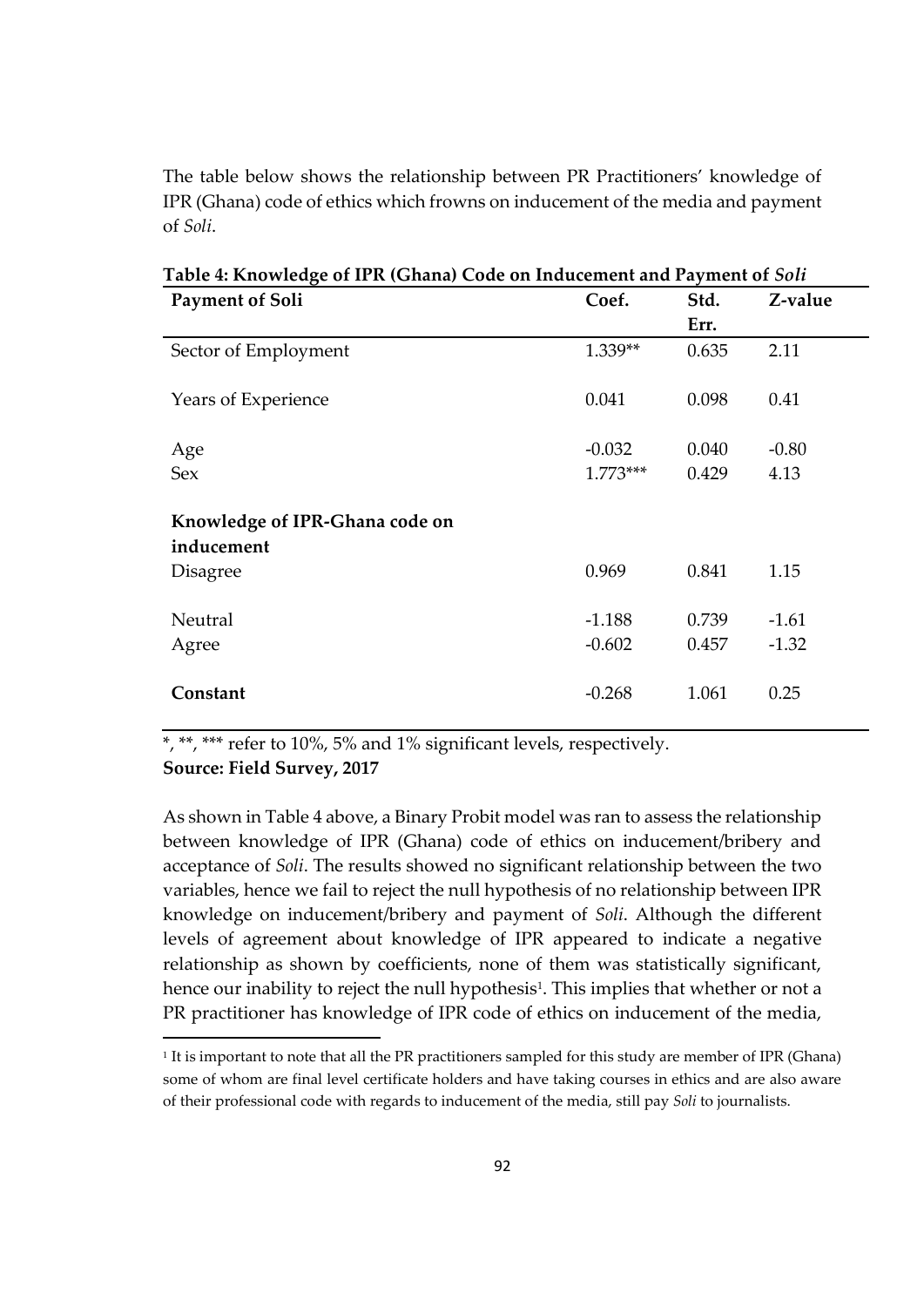The table below shows the relationship between PR Practitioners' knowledge of IPR (Ghana) code of ethics which frowns on inducement of the media and payment of *Soli*.

**Table 4: Knowledge of IPR (Ghana) Code on Inducement and Payment of *Soli***

| Payment of Soli | Coef. | Std. Err. | Z-value |
|---|---|---|---|
| Sector of Employment | 1.339** | 0.635 | 2.11 |
| Years of Experience | 0.041 | 0.098 | 0.41 |
| Age | -0.032 | 0.040 | -0.80 |
| Sex | 1.773*** | 0.429 | 4.13 |
| **Knowledge of IPR-Ghana code on inducement** | | | |
| Disagree | 0.969 | 0.841 | 1.15 |
| Neutral | -1.188 | 0.739 | -1.61 |
| Agree | -0.602 | 0.457 | -1.32 |
| **Constant** | -0.268 | 1.061 | 0.25 |

*, **, *** refer to 10%, 5% and 1% significant levels, respectively.
**Source: Field Survey, 2017**

As shown in Table 4 above, a Binary Probit model was ran to assess the relationship between knowledge of IPR (Ghana) code of ethics on inducement/bribery and acceptance of *Soli*. The results showed no significant relationship between the two variables, hence we fail to reject the null hypothesis of no relationship between IPR knowledge on inducement/bribery and payment of *Soli*. Although the different levels of agreement about knowledge of IPR appeared to indicate a negative relationship as shown by coefficients, none of them was statistically significant, hence our inability to reject the null hypothesis[1]. This implies that whether or not a PR practitioner has knowledge of IPR code of ethics on inducement of the media,

[1] It is important to note that all the PR practitioners sampled for this study are member of IPR (Ghana) some of whom are final level certificate holders and have taking courses in ethics and are also aware of their professional code with regards to inducement of the media, still pay *Soli* to journalists.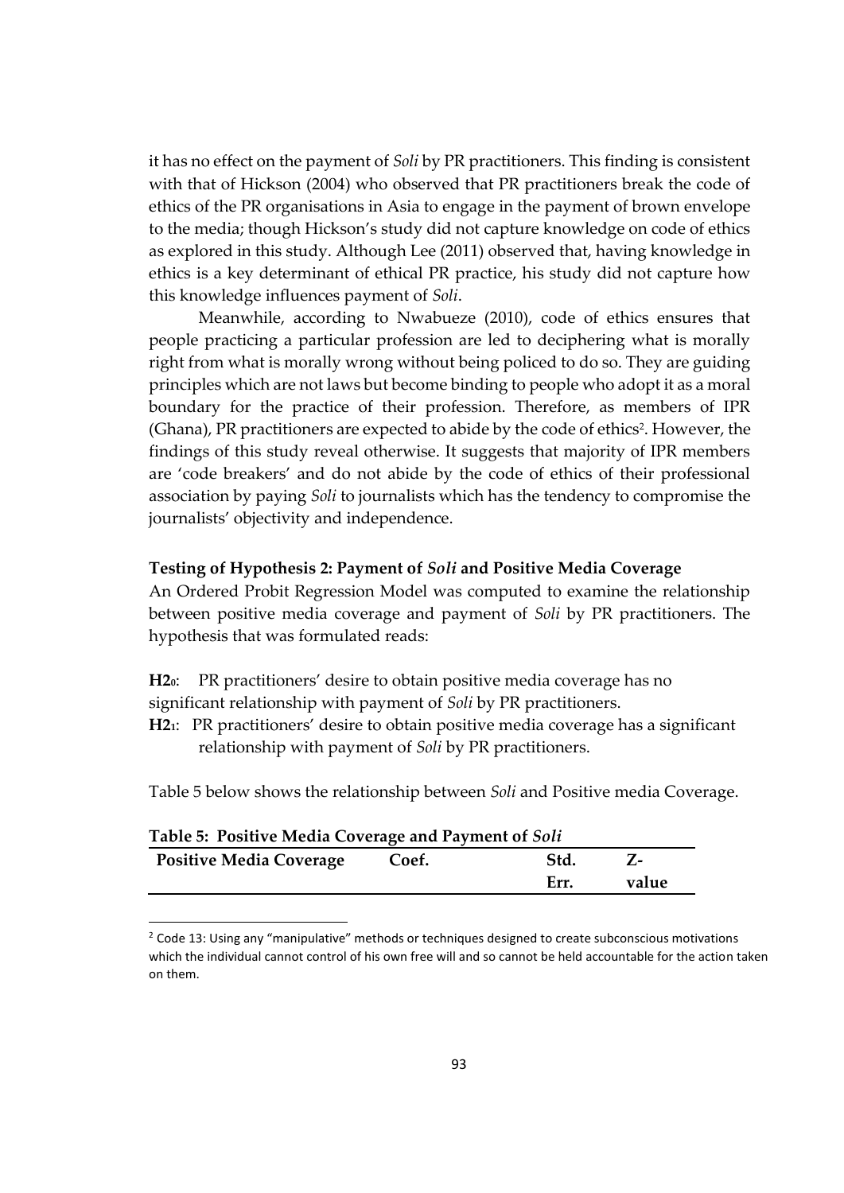it has no effect on the payment of *Soli* by PR practitioners. This finding is consistent with that of Hickson (2004) who observed that PR practitioners break the code of ethics of the PR organisations in Asia to engage in the payment of brown envelope to the media; though Hickson's study did not capture knowledge on code of ethics as explored in this study. Although Lee (2011) observed that, having knowledge in ethics is a key determinant of ethical PR practice, his study did not capture how this knowledge influences payment of *Soli*.

Meanwhile, according to Nwabueze (2010), code of ethics ensures that people practicing a particular profession are led to deciphering what is morally right from what is morally wrong without being policed to do so. They are guiding principles which are not laws but become binding to people who adopt it as a moral boundary for the practice of their profession. Therefore, as members of IPR (Ghana), PR practitioners are expected to abide by the code of ethics[2]. However, the findings of this study reveal otherwise. It suggests that majority of IPR members are 'code breakers' and do not abide by the code of ethics of their professional association by paying *Soli* to journalists which has the tendency to compromise the journalists' objectivity and independence.

### Testing of Hypothesis 2: Payment of *Soli* and Positive Media Coverage

An Ordered Probit Regression Model was computed to examine the relationship between positive media coverage and payment of *Soli* by PR practitioners. The hypothesis that was formulated reads:

**$H2_0$**: PR practitioners' desire to obtain positive media coverage has no significant relationship with payment of *Soli* by PR practitioners.

**$H2_1$**: PR practitioners' desire to obtain positive media coverage has a significant relationship with payment of *Soli* by PR practitioners.

Table 5 below shows the relationship between *Soli* and Positive media Coverage.

**Table 5: Positive Media Coverage and Payment of *Soli***

| Positive Media Coverage | Coef. | Std. Err. | Z-value |
|---|---|---|---|

[2] Code 13: Using any "manipulative" methods or techniques designed to create subconscious motivations which the individual cannot control of his own free will and so cannot be held accountable for the action taken on them.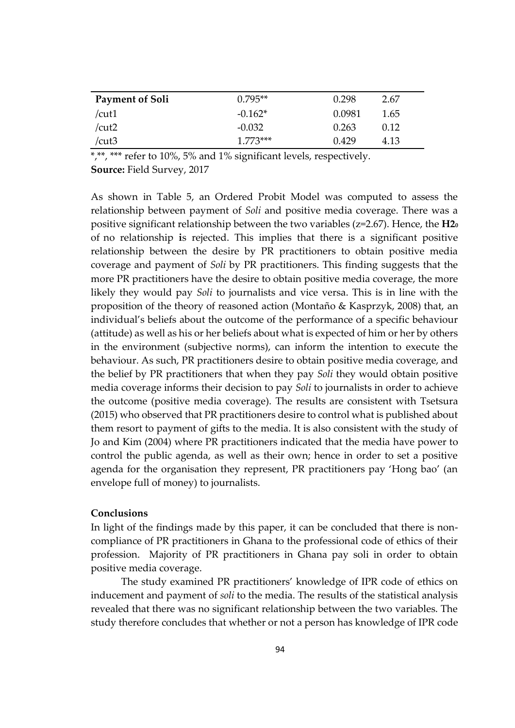| **Payment of Soli** | 0.795** | 0.298 | 2.67 |
|---|---|---|---|
| /cut1 | -0.162* | 0.0981 | 1.65 |
| /cut2 | -0.032 | 0.263 | 0.12 |
| /cut3 | 1.773*** | 0.429 | 4.13 |

*,**, *** refer to 10%, 5% and 1% significant levels, respectively.
**Source:** Field Survey, 2017

As shown in Table 5, an Ordered Probit Model was computed to assess the relationship between payment of *Soli* and positive media coverage. There was a positive significant relationship between the two variables (z=2.67). Hence, the **$H2_0$** of no relationship **i**s rejected. This implies that there is a significant positive relationship between the desire by PR practitioners to obtain positive media coverage and payment of *Soli* by PR practitioners. This finding suggests that the more PR practitioners have the desire to obtain positive media coverage, the more likely they would pay *Soli* to journalists and vice versa. This is in line with the proposition of the theory of reasoned action (Montaño & Kasprzyk, 2008) that, an individual's beliefs about the outcome of the performance of a specific behaviour (attitude) as well as his or her beliefs about what is expected of him or her by others in the environment (subjective norms), can inform the intention to execute the behaviour. As such, PR practitioners desire to obtain positive media coverage, and the belief by PR practitioners that when they pay *Soli* they would obtain positive media coverage informs their decision to pay *Soli* to journalists in order to achieve the outcome (positive media coverage). The results are consistent with Tsetsura (2015) who observed that PR practitioners desire to control what is published about them resort to payment of gifts to the media. It is also consistent with the study of Jo and Kim (2004) where PR practitioners indicated that the media have power to control the public agenda, as well as their own; hence in order to set a positive agenda for the organisation they represent, PR practitioners pay 'Hong bao' (an envelope full of money) to journalists.

### Conclusions

In light of the findings made by this paper, it can be concluded that there is non-compliance of PR practitioners in Ghana to the professional code of ethics of their profession. Majority of PR practitioners in Ghana pay soli in order to obtain positive media coverage.

The study examined PR practitioners' knowledge of IPR code of ethics on inducement and payment of *soli* to the media. The results of the statistical analysis revealed that there was no significant relationship between the two variables. The study therefore concludes that whether or not a person has knowledge of IPR code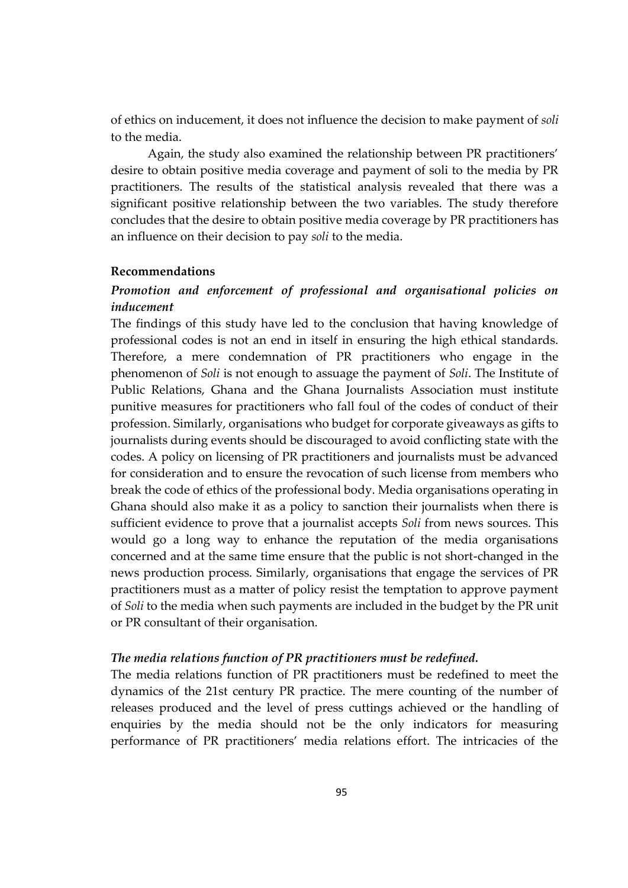of ethics on inducement, it does not influence the decision to make payment of *soli* to the media.

Again, the study also examined the relationship between PR practitioners' desire to obtain positive media coverage and payment of soli to the media by PR practitioners. The results of the statistical analysis revealed that there was a significant positive relationship between the two variables. The study therefore concludes that the desire to obtain positive media coverage by PR practitioners has an influence on their decision to pay *soli* to the media.

## Recommendations

### *Promotion and enforcement of professional and organisational policies on inducement*

The findings of this study have led to the conclusion that having knowledge of professional codes is not an end in itself in ensuring the high ethical standards. Therefore, a mere condemnation of PR practitioners who engage in the phenomenon of *Soli* is not enough to assuage the payment of *Soli*. The Institute of Public Relations, Ghana and the Ghana Journalists Association must institute punitive measures for practitioners who fall foul of the codes of conduct of their profession. Similarly, organisations who budget for corporate giveaways as gifts to journalists during events should be discouraged to avoid conflicting state with the codes. A policy on licensing of PR practitioners and journalists must be advanced for consideration and to ensure the revocation of such license from members who break the code of ethics of the professional body. Media organisations operating in Ghana should also make it as a policy to sanction their journalists when there is sufficient evidence to prove that a journalist accepts *Soli* from news sources. This would go a long way to enhance the reputation of the media organisations concerned and at the same time ensure that the public is not short-changed in the news production process. Similarly, organisations that engage the services of PR practitioners must as a matter of policy resist the temptation to approve payment of *Soli* to the media when such payments are included in the budget by the PR unit or PR consultant of their organisation.

### *The media relations function of PR practitioners must be redefined.*

The media relations function of PR practitioners must be redefined to meet the dynamics of the 21st century PR practice. The mere counting of the number of releases produced and the level of press cuttings achieved or the handling of enquiries by the media should not be the only indicators for measuring performance of PR practitioners' media relations effort. The intricacies of the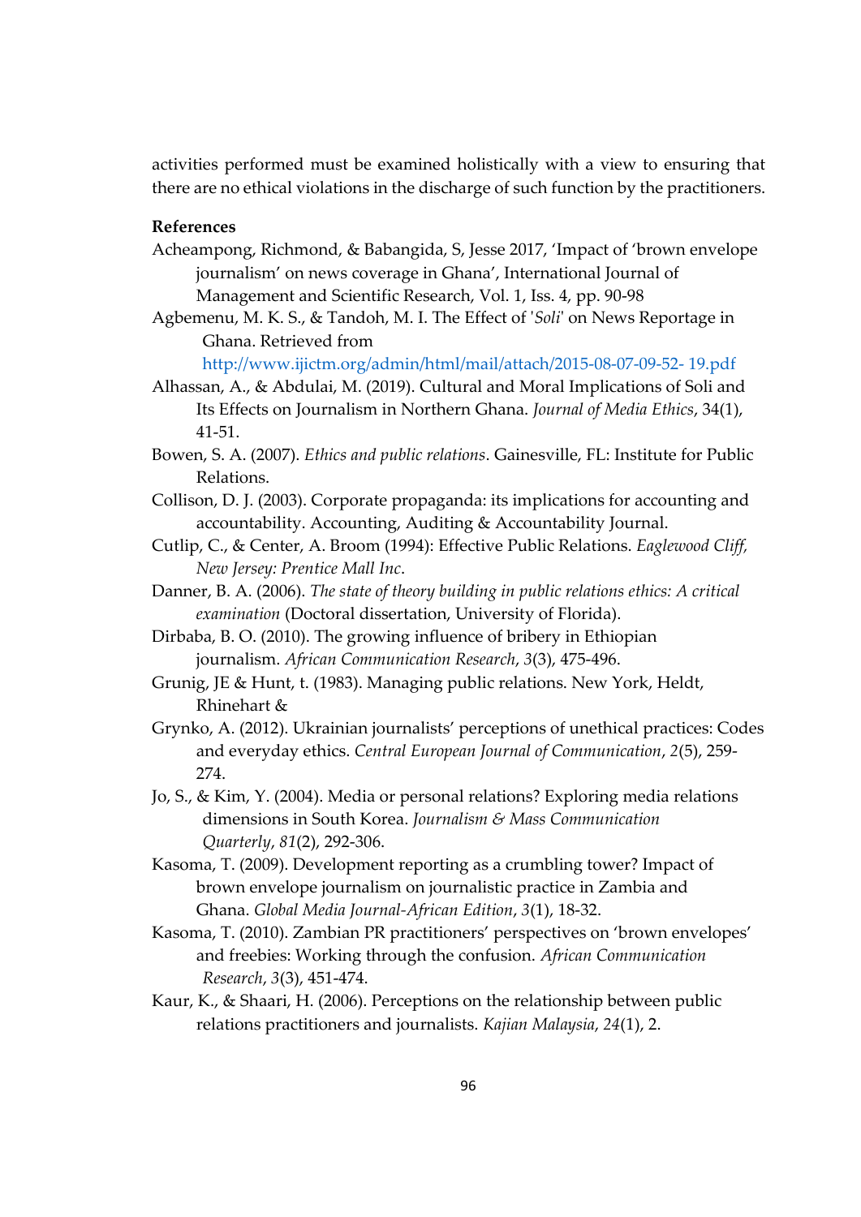activities performed must be examined holistically with a view to ensuring that there are no ethical violations in the discharge of such function by the practitioners.

**References**

Acheampong, Richmond, & Babangida, S, Jesse 2017, 'Impact of 'brown envelope journalism' on news coverage in Ghana', International Journal of Management and Scientific Research, Vol. 1, Iss. 4, pp. 90-98

Agbemenu, M. K. S., & Tandoh, M. I. The Effect of '*Soli*' on News Reportage in Ghana. Retrieved from http://www.ijictm.org/admin/html/mail/attach/2015-08-07-09-52- 19.pdf

Alhassan, A., & Abdulai, M. (2019). Cultural and Moral Implications of Soli and Its Effects on Journalism in Northern Ghana. *Journal of Media Ethics*, 34(1), 41-51.

Bowen, S. A. (2007). *Ethics and public relations*. Gainesville, FL: Institute for Public Relations.

Collison, D. J. (2003). Corporate propaganda: its implications for accounting and accountability. Accounting, Auditing & Accountability Journal.

Cutlip, C., & Center, A. Broom (1994): Effective Public Relations. *Eaglewood Cliff, New Jersey: Prentice Mall Inc*.

Danner, B. A. (2006). *The state of theory building in public relations ethics: A critical examination* (Doctoral dissertation, University of Florida).

Dirbaba, B. O. (2010). The growing influence of bribery in Ethiopian journalism. *African Communication Research*, *3*(3), 475-496.

Grunig, JE & Hunt, t. (1983). Managing public relations. New York, Heldt, Rhinehart &

Grynko, A. (2012). Ukrainian journalists' perceptions of unethical practices: Codes and everyday ethics. *Central European Journal of Communication*, *2*(5), 259-274.

Jo, S., & Kim, Y. (2004). Media or personal relations? Exploring media relations dimensions in South Korea. *Journalism & Mass Communication Quarterly*, *81*(2), 292-306.

Kasoma, T. (2009). Development reporting as a crumbling tower? Impact of brown envelope journalism on journalistic practice in Zambia and Ghana. *Global Media Journal-African Edition*, *3*(1), 18-32.

Kasoma, T. (2010). Zambian PR practitioners' perspectives on 'brown envelopes' and freebies: Working through the confusion. *African Communication Research*, *3*(3), 451-474.

Kaur, K., & Shaari, H. (2006). Perceptions on the relationship between public relations practitioners and journalists. *Kajian Malaysia*, *24*(1), 2.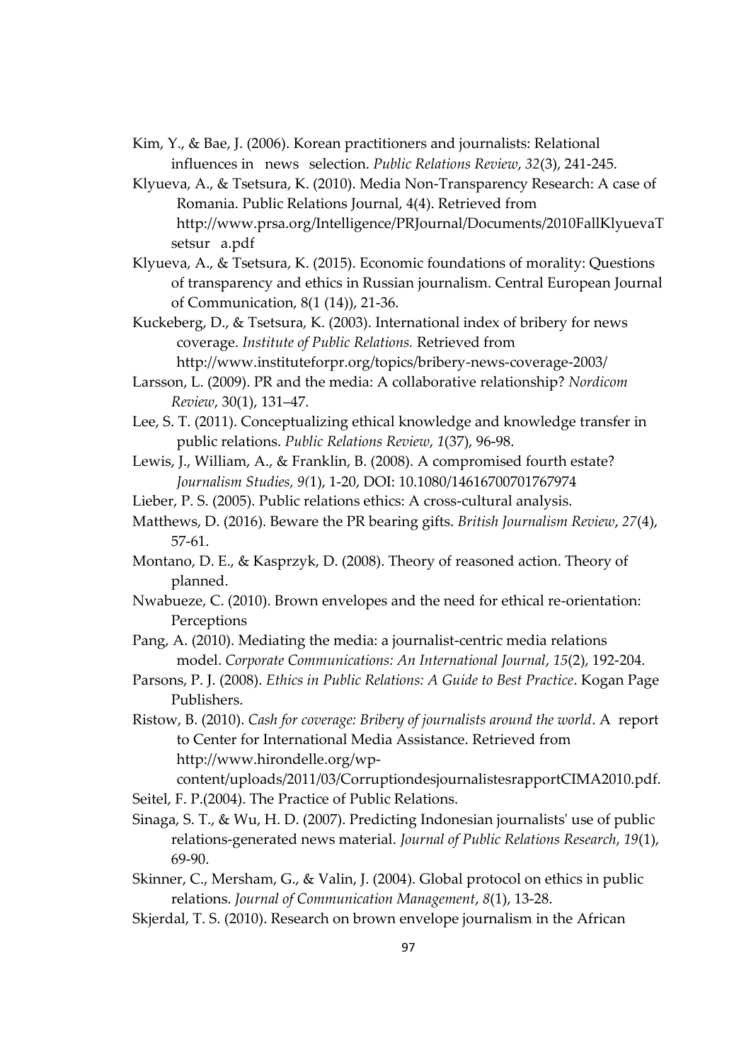Kim, Y., & Bae, J. (2006). Korean practitioners and journalists: Relational influences in news selection. *Public Relations Review*, *32*(3), 241-245.

Klyueva, A., & Tsetsura, K. (2010). Media Non-Transparency Research: A case of Romania. Public Relations Journal, 4(4). Retrieved from http://www.prsa.org/Intelligence/PRJournal/Documents/2010FallKlyuevaTsetsur a.pdf

Klyueva, A., & Tsetsura, K. (2015). Economic foundations of morality: Questions of transparency and ethics in Russian journalism. Central European Journal of Communication, 8(1 (14)), 21-36.

Kuckeberg, D., & Tsetsura, K. (2003). International index of bribery for news coverage. *Institute of Public Relations.* Retrieved from http://www.instituteforpr.org/topics/bribery-news-coverage-2003/

Larsson, L. (2009). PR and the media: A collaborative relationship? *Nordicom Review*, 30(1), 131–47.

Lee, S. T. (2011). Conceptualizing ethical knowledge and knowledge transfer in public relations. *Public Relations Review*, *1*(37), 96-98.

Lewis, J., William, A., & Franklin, B. (2008). A compromised fourth estate? *Journalism Studies, 9*(1), 1-20, DOI: 10.1080/14616700701767974

Lieber, P. S. (2005). Public relations ethics: A cross-cultural analysis.

Matthews, D. (2016). Beware the PR bearing gifts. *British Journalism Review*, *27*(4), 57-61.

Montano, D. E., & Kasprzyk, D. (2008). Theory of reasoned action. Theory of planned.

Nwabueze, C. (2010). Brown envelopes and the need for ethical re-orientation: Perceptions

Pang, A. (2010). Mediating the media: a journalist-centric media relations model. *Corporate Communications: An International Journal*, *15*(2), 192-204.

Parsons, P. J. (2008). *Ethics in Public Relations: A Guide to Best Practice*. Kogan Page Publishers.

Ristow, B. (2010). *Cash for coverage: Bribery of journalists around the world*. A report to Center for International Media Assistance. Retrieved from http://www.hirondelle.org/wp-content/uploads/2011/03/CorruptiondesjournalistesrapportCIMA2010.pdf.

Seitel, F. P.(2004). The Practice of Public Relations.

Sinaga, S. T., & Wu, H. D. (2007). Predicting Indonesian journalists' use of public relations-generated news material. *Journal of Public Relations Research*, *19*(1), 69-90.

Skinner, C., Mersham, G., & Valin, J. (2004). Global protocol on ethics in public relations. *Journal of Communication Management*, *8*(1), 13-28.

Skjerdal, T. S. (2010). Research on brown envelope journalism in the African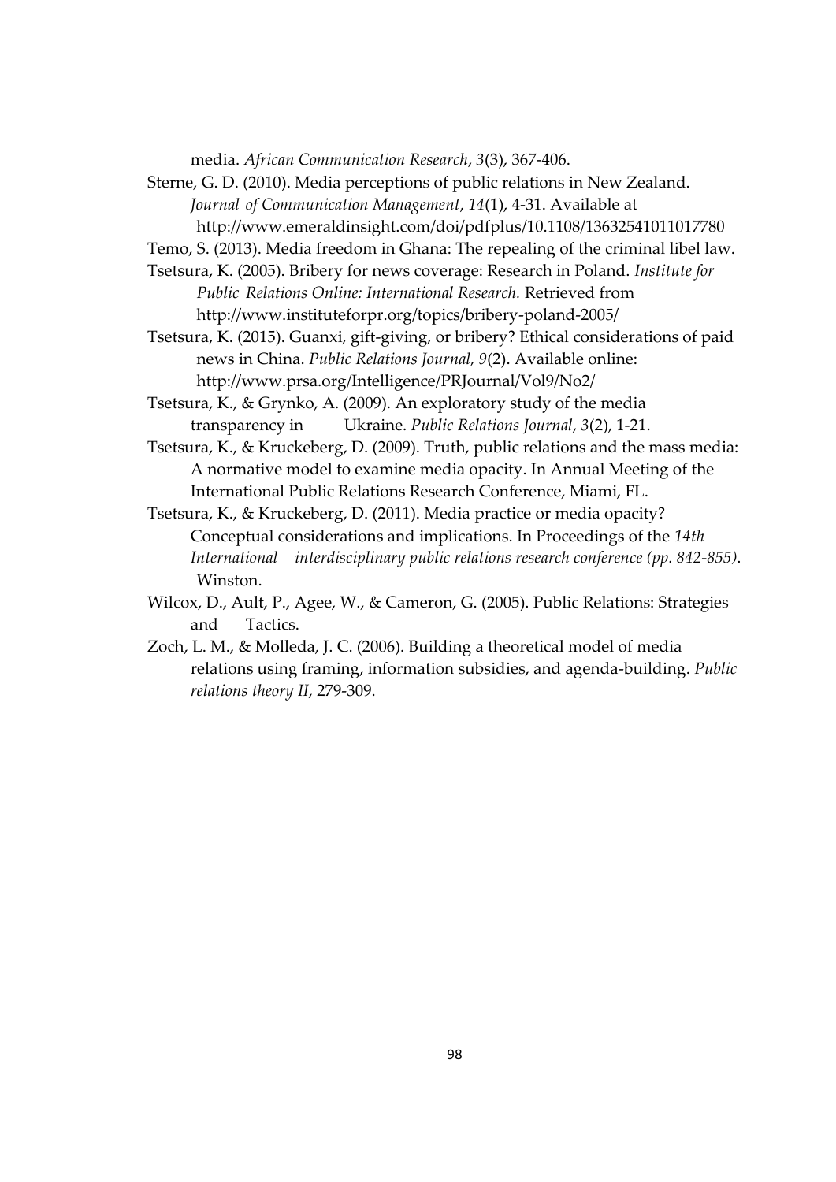media. *African Communication Research*, *3*(3), 367-406.

Sterne, G. D. (2010). Media perceptions of public relations in New Zealand. *Journal of Communication Management*, *14*(1), 4-31. Available at http://www.emeraldinsight.com/doi/pdfplus/10.1108/13632541011017780

Temo, S. (2013). Media freedom in Ghana: The repealing of the criminal libel law.

Tsetsura, K. (2005). Bribery for news coverage: Research in Poland. *Institute for Public Relations Online: International Research.* Retrieved from http://www.instituteforpr.org/topics/bribery-poland-2005/

Tsetsura, K. (2015). Guanxi, gift-giving, or bribery? Ethical considerations of paid news in China. *Public Relations Journal, 9*(2). Available online: http://www.prsa.org/Intelligence/PRJournal/Vol9/No2/

Tsetsura, K., & Grynko, A. (2009). An exploratory study of the media transparency in Ukraine. *Public Relations Journal*, *3*(2), 1-21.

Tsetsura, K., & Kruckeberg, D. (2009). Truth, public relations and the mass media: A normative model to examine media opacity. In Annual Meeting of the International Public Relations Research Conference, Miami, FL.

Tsetsura, K., & Kruckeberg, D. (2011). Media practice or media opacity? Conceptual considerations and implications. In Proceedings of the *14th International interdisciplinary public relations research conference (pp. 842-855)*. Winston.

Wilcox, D., Ault, P., Agee, W., & Cameron, G. (2005). Public Relations: Strategies and Tactics.

Zoch, L. M., & Molleda, J. C. (2006). Building a theoretical model of media relations using framing, information subsidies, and agenda-building. *Public relations theory II*, 279-309.